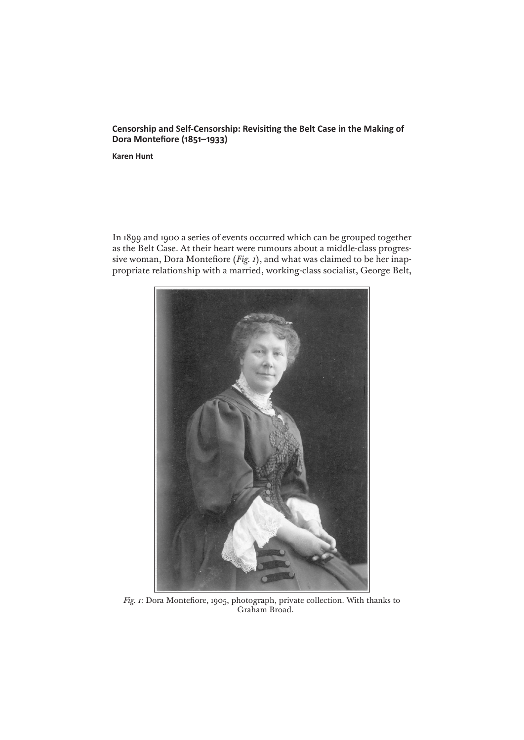**Censorship and Self-Censorship: Revisiting the Belt Case in the Making of Dora Montefiore (1851–1933)**

**Karen Hunt**

In 1899 and 1900 a series of events occurred which can be grouped together as the Belt Case. At their heart were rumours about a middle-class progressive woman, Dora Montefiore (*Fig. 1*), and what was claimed to be her inappropriate relationship with a married, working-class socialist, George Belt,

*Fig. 1*: Dora Montefiore, 1905, photograph, private collection. With thanks to Graham Broad.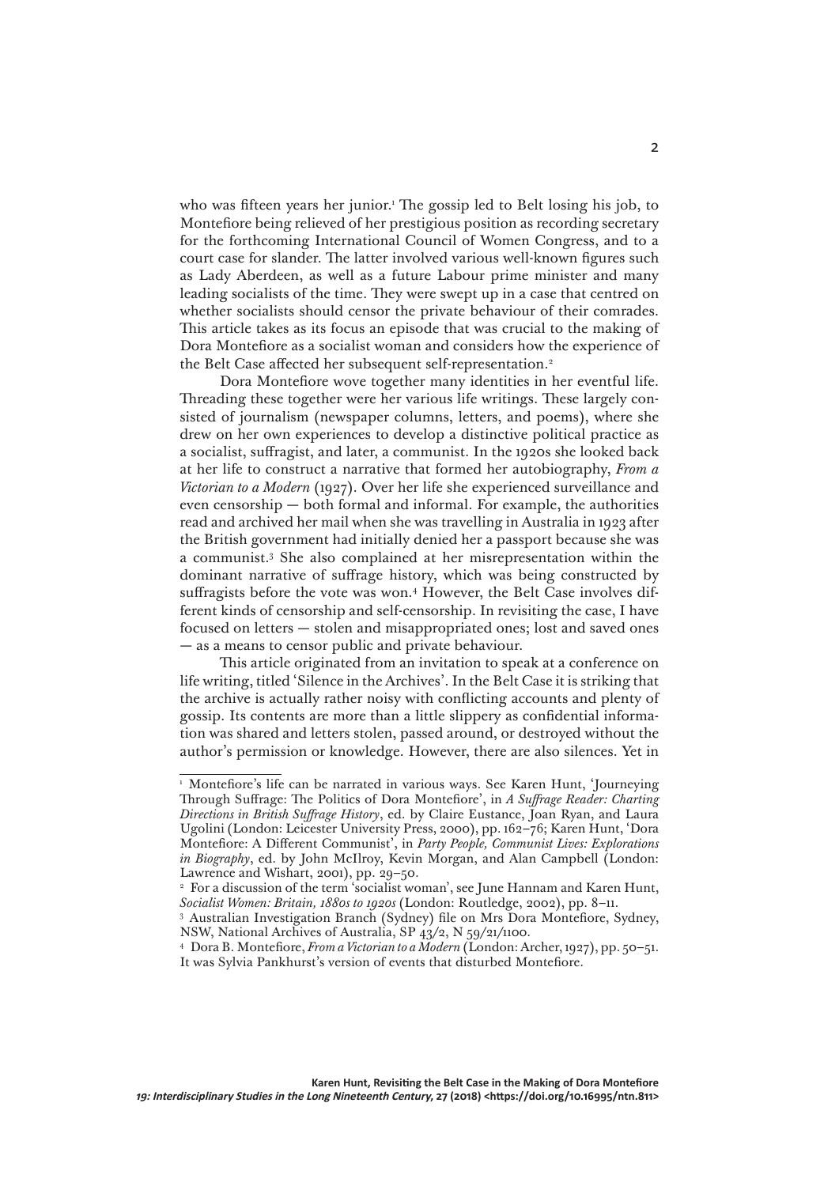who was fifteen years her junior.[1] The gossip led to Belt losing his job, to Montefiore being relieved of her prestigious position as recording secretary for the forthcoming International Council of Women Congress, and to a court case for slander. The latter involved various well-known figures such as Lady Aberdeen, as well as a future Labour prime minister and many leading socialists of the time. They were swept up in a case that centred on whether socialists should censor the private behaviour of their comrades. This article takes as its focus an episode that was crucial to the making of Dora Montefiore as a socialist woman and considers how the experience of the Belt Case affected her subsequent self-representation.[2]

Dora Montefiore wove together many identities in her eventful life. Threading these together were her various life writings. These largely consisted of journalism (newspaper columns, letters, and poems), where she drew on her own experiences to develop a distinctive political practice as a socialist, suffragist, and later, a communist. In the 1920s she looked back at her life to construct a narrative that formed her autobiography, *From a Victorian to a Modern* (1927). Over her life she experienced surveillance and even censorship — both formal and informal. For example, the authorities read and archived her mail when she was travelling in Australia in 1923 after the British government had initially denied her a passport because she was a communist.[3] She also complained at her misrepresentation within the dominant narrative of suffrage history, which was being constructed by suffragists before the vote was won.[4] However, the Belt Case involves different kinds of censorship and self-censorship. In revisiting the case, I have focused on letters — stolen and misappropriated ones; lost and saved ones — as a means to censor public and private behaviour.

This article originated from an invitation to speak at a conference on life writing, titled 'Silence in the Archives'. In the Belt Case it is striking that the archive is actually rather noisy with conflicting accounts and plenty of gossip. Its contents are more than a little slippery as confidential information was shared and letters stolen, passed around, or destroyed without the author's permission or knowledge. However, there are also silences. Yet in

---

[1] Montefiore's life can be narrated in various ways. See Karen Hunt, 'Journeying Through Suffrage: The Politics of Dora Montefiore', in *A Suffrage Reader: Charting Directions in British Suffrage History*, ed. by Claire Eustance, Joan Ryan, and Laura Ugolini (London: Leicester University Press, 2000), pp. 162–76; Karen Hunt, 'Dora Montefiore: A Different Communist', in *Party People, Communist Lives: Explorations in Biography*, ed. by John McIlroy, Kevin Morgan, and Alan Campbell (London: Lawrence and Wishart, 2001), pp. 29–50.

[2] For a discussion of the term 'socialist woman', see June Hannam and Karen Hunt, *Socialist Women: Britain, 1880s to 1920s* (London: Routledge, 2002), pp. 8–11.

[3] Australian Investigation Branch (Sydney) file on Mrs Dora Montefiore, Sydney, NSW, National Archives of Australia, SP 43/2, N 59/21/1100.

[4] Dora B. Montefiore, *From a Victorian to a Modern* (London: Archer, 1927), pp. 50–51. It was Sylvia Pankhurst's version of events that disturbed Montefiore.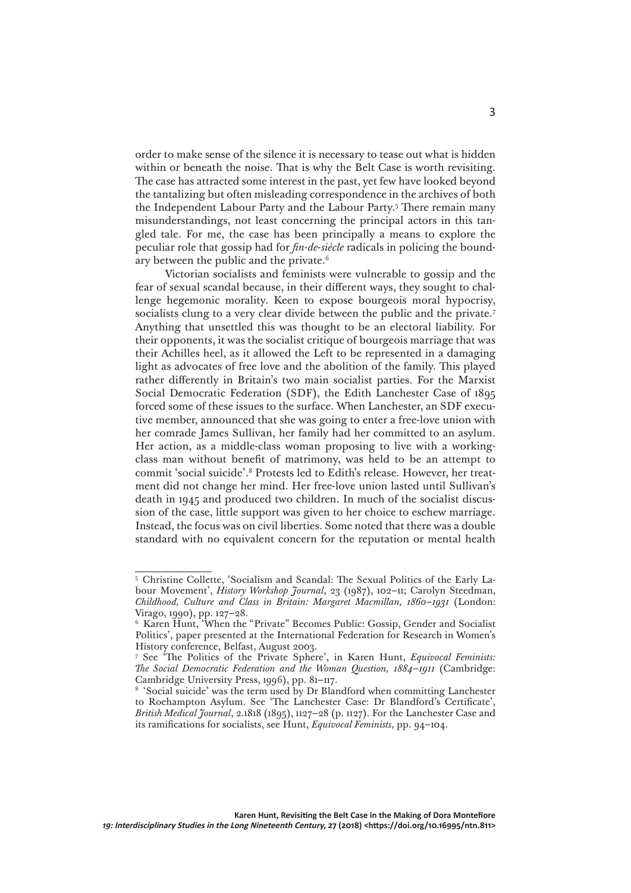order to make sense of the silence it is necessary to tease out what is hidden within or beneath the noise. That is why the Belt Case is worth revisiting. The case has attracted some interest in the past, yet few have looked beyond the tantalizing but often misleading correspondence in the archives of both the Independent Labour Party and the Labour Party.[5] There remain many misunderstandings, not least concerning the principal actors in this tangled tale. For me, the case has been principally a means to explore the peculiar role that gossip had for *fin-de-siècle* radicals in policing the boundary between the public and the private.[6]

Victorian socialists and feminists were vulnerable to gossip and the fear of sexual scandal because, in their different ways, they sought to challenge hegemonic morality. Keen to expose bourgeois moral hypocrisy, socialists clung to a very clear divide between the public and the private.[7] Anything that unsettled this was thought to be an electoral liability. For their opponents, it was the socialist critique of bourgeois marriage that was their Achilles heel, as it allowed the Left to be represented in a damaging light as advocates of free love and the abolition of the family. This played rather differently in Britain's two main socialist parties. For the Marxist Social Democratic Federation (SDF), the Edith Lanchester Case of 1895 forced some of these issues to the surface. When Lanchester, an SDF executive member, announced that she was going to enter a free-love union with her comrade James Sullivan, her family had her committed to an asylum. Her action, as a middle-class woman proposing to live with a working-class man without benefit of matrimony, was held to be an attempt to commit 'social suicide'.[8] Protests led to Edith's release. However, her treatment did not change her mind. Her free-love union lasted until Sullivan's death in 1945 and produced two children. In much of the socialist discussion of the case, little support was given to her choice to eschew marriage. Instead, the focus was on civil liberties. Some noted that there was a double standard with no equivalent concern for the reputation or mental health

---

[5] Christine Collette, 'Socialism and Scandal: The Sexual Politics of the Early Labour Movement', *History Workshop Journal*, 23 (1987), 102–11; Carolyn Steedman, *Childhood, Culture and Class in Britain: Margaret Macmillan, 1860–1931* (London: Virago, 1990), pp. 127–28.

[6] Karen Hunt, 'When the "Private" Becomes Public: Gossip, Gender and Socialist Politics', paper presented at the International Federation for Research in Women's History conference, Belfast, August 2003.

[7] See 'The Politics of the Private Sphere', in Karen Hunt, *Equivocal Feminists: The Social Democratic Federation and the Woman Question, 1884–1911* (Cambridge: Cambridge University Press, 1996), pp. 81–117.

[8] 'Social suicide' was the term used by Dr Blandford when committing Lanchester to Roehampton Asylum. See 'The Lanchester Case: Dr Blandford's Certificate', *British Medical Journal*, 2.1818 (1895), 1127–28 (p. 1127). For the Lanchester Case and its ramifications for socialists, see Hunt, *Equivocal Feminists*, pp. 94–104.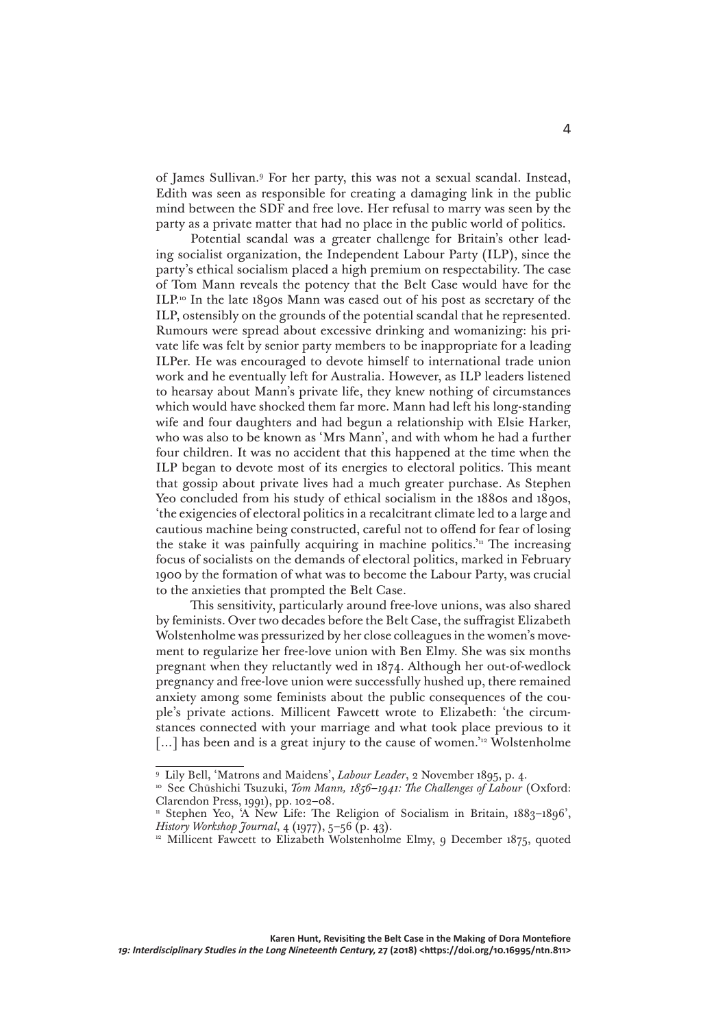of James Sullivan.[9] For her party, this was not a sexual scandal. Instead, Edith was seen as responsible for creating a damaging link in the public mind between the SDF and free love. Her refusal to marry was seen by the party as a private matter that had no place in the public world of politics.

Potential scandal was a greater challenge for Britain's other leading socialist organization, the Independent Labour Party (ILP), since the party's ethical socialism placed a high premium on respectability. The case of Tom Mann reveals the potency that the Belt Case would have for the ILP.[10] In the late 1890s Mann was eased out of his post as secretary of the ILP, ostensibly on the grounds of the potential scandal that he represented. Rumours were spread about excessive drinking and womanizing: his private life was felt by senior party members to be inappropriate for a leading ILPer. He was encouraged to devote himself to international trade union work and he eventually left for Australia. However, as ILP leaders listened to hearsay about Mann's private life, they knew nothing of circumstances which would have shocked them far more. Mann had left his long-standing wife and four daughters and had begun a relationship with Elsie Harker, who was also to be known as 'Mrs Mann', and with whom he had a further four children. It was no accident that this happened at the time when the ILP began to devote most of its energies to electoral politics. This meant that gossip about private lives had a much greater purchase. As Stephen Yeo concluded from his study of ethical socialism in the 1880s and 1890s, 'the exigencies of electoral politics in a recalcitrant climate led to a large and cautious machine being constructed, careful not to offend for fear of losing the stake it was painfully acquiring in machine politics.'[11] The increasing focus of socialists on the demands of electoral politics, marked in February 1900 by the formation of what was to become the Labour Party, was crucial to the anxieties that prompted the Belt Case.

This sensitivity, particularly around free-love unions, was also shared by feminists. Over two decades before the Belt Case, the suffragist Elizabeth Wolstenholme was pressurized by her close colleagues in the women's movement to regularize her free-love union with Ben Elmy. She was six months pregnant when they reluctantly wed in 1874. Although her out-of-wedlock pregnancy and free-love union were successfully hushed up, there remained anxiety among some feminists about the public consequences of the couple's private actions. Millicent Fawcett wrote to Elizabeth: 'the circumstances connected with your marriage and what took place previous to it [...] has been and is a great injury to the cause of women.'[12] Wolstenholme

---

[9] Lily Bell, 'Matrons and Maidens', *Labour Leader*, 2 November 1895, p. 4.

[10] See Chūshichi Tsuzuki, *Tom Mann, 1856–1941: The Challenges of Labour* (Oxford: Clarendon Press, 1991), pp. 102–08.

[11] Stephen Yeo, 'A New Life: The Religion of Socialism in Britain, 1883–1896', *History Workshop Journal*, 4 (1977), 5–56 (p. 43).

[12] Millicent Fawcett to Elizabeth Wolstenholme Elmy, 9 December 1875, quoted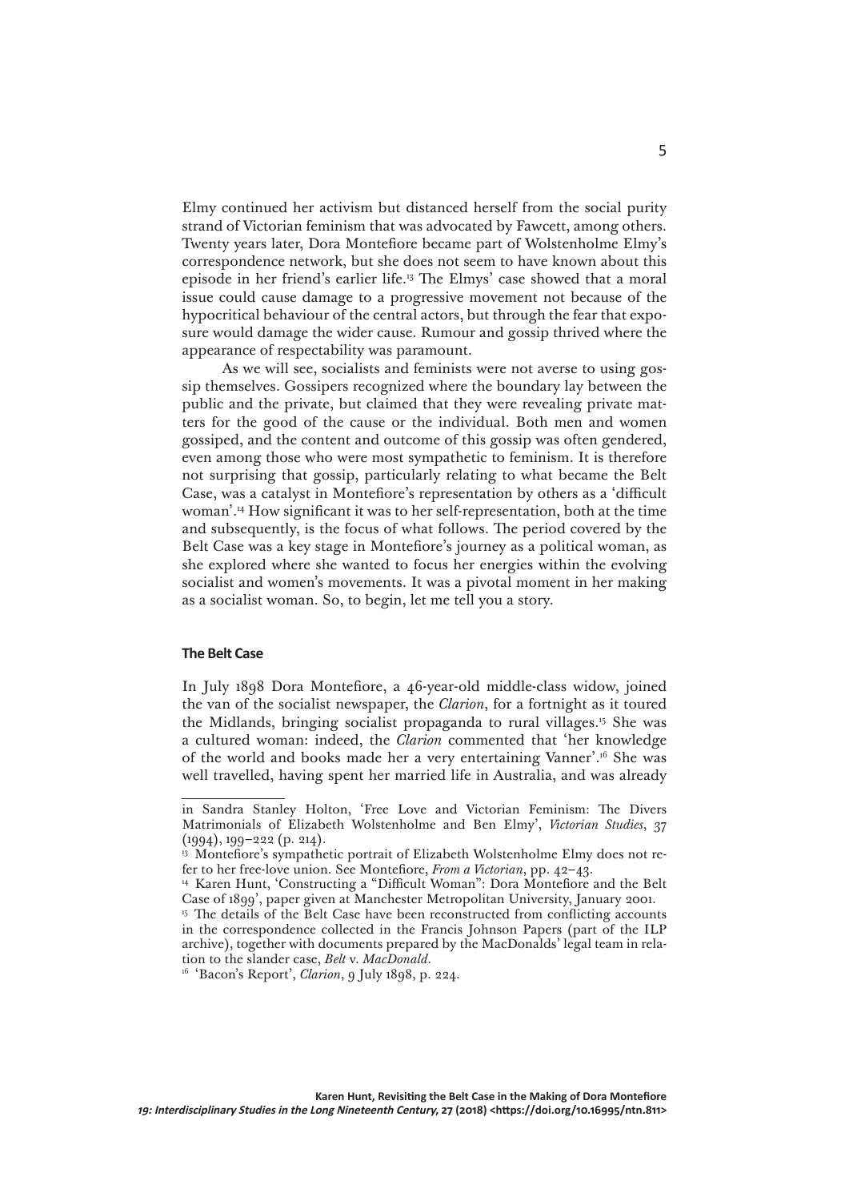Elmy continued her activism but distanced herself from the social purity strand of Victorian feminism that was advocated by Fawcett, among others. Twenty years later, Dora Montefiore became part of Wolstenholme Elmy's correspondence network, but she does not seem to have known about this episode in her friend's earlier life.[13] The Elmys' case showed that a moral issue could cause damage to a progressive movement not because of the hypocritical behaviour of the central actors, but through the fear that exposure would damage the wider cause. Rumour and gossip thrived where the appearance of respectability was paramount.

As we will see, socialists and feminists were not averse to using gossip themselves. Gossipers recognized where the boundary lay between the public and the private, but claimed that they were revealing private matters for the good of the cause or the individual. Both men and women gossiped, and the content and outcome of this gossip was often gendered, even among those who were most sympathetic to feminism. It is therefore not surprising that gossip, particularly relating to what became the Belt Case, was a catalyst in Montefiore's representation by others as a 'difficult woman'.[14] How significant it was to her self-representation, both at the time and subsequently, is the focus of what follows. The period covered by the Belt Case was a key stage in Montefiore's journey as a political woman, as she explored where she wanted to focus her energies within the evolving socialist and women's movements. It was a pivotal moment in her making as a socialist woman. So, to begin, let me tell you a story.

### The Belt Case

In July 1898 Dora Montefiore, a 46-year-old middle-class widow, joined the van of the socialist newspaper, the *Clarion*, for a fortnight as it toured the Midlands, bringing socialist propaganda to rural villages.[15] She was a cultured woman: indeed, the *Clarion* commented that 'her knowledge of the world and books made her a very entertaining Vanner'.[16] She was well travelled, having spent her married life in Australia, and was already

---

in Sandra Stanley Holton, 'Free Love and Victorian Feminism: The Divers Matrimonials of Elizabeth Wolstenholme and Ben Elmy', *Victorian Studies*, 37 (1994), 199–222 (p. 214).

[13] Montefiore's sympathetic portrait of Elizabeth Wolstenholme Elmy does not refer to her free-love union. See Montefiore, *From a Victorian*, pp. 42–43.

[14] Karen Hunt, 'Constructing a "Difficult Woman": Dora Montefiore and the Belt Case of 1899', paper given at Manchester Metropolitan University, January 2001.

[15] The details of the Belt Case have been reconstructed from conflicting accounts in the correspondence collected in the Francis Johnson Papers (part of the ILP archive), together with documents prepared by the MacDonalds' legal team in relation to the slander case, *Belt* v. *MacDonald*.

[16] 'Bacon's Report', *Clarion*, 9 July 1898, p. 224.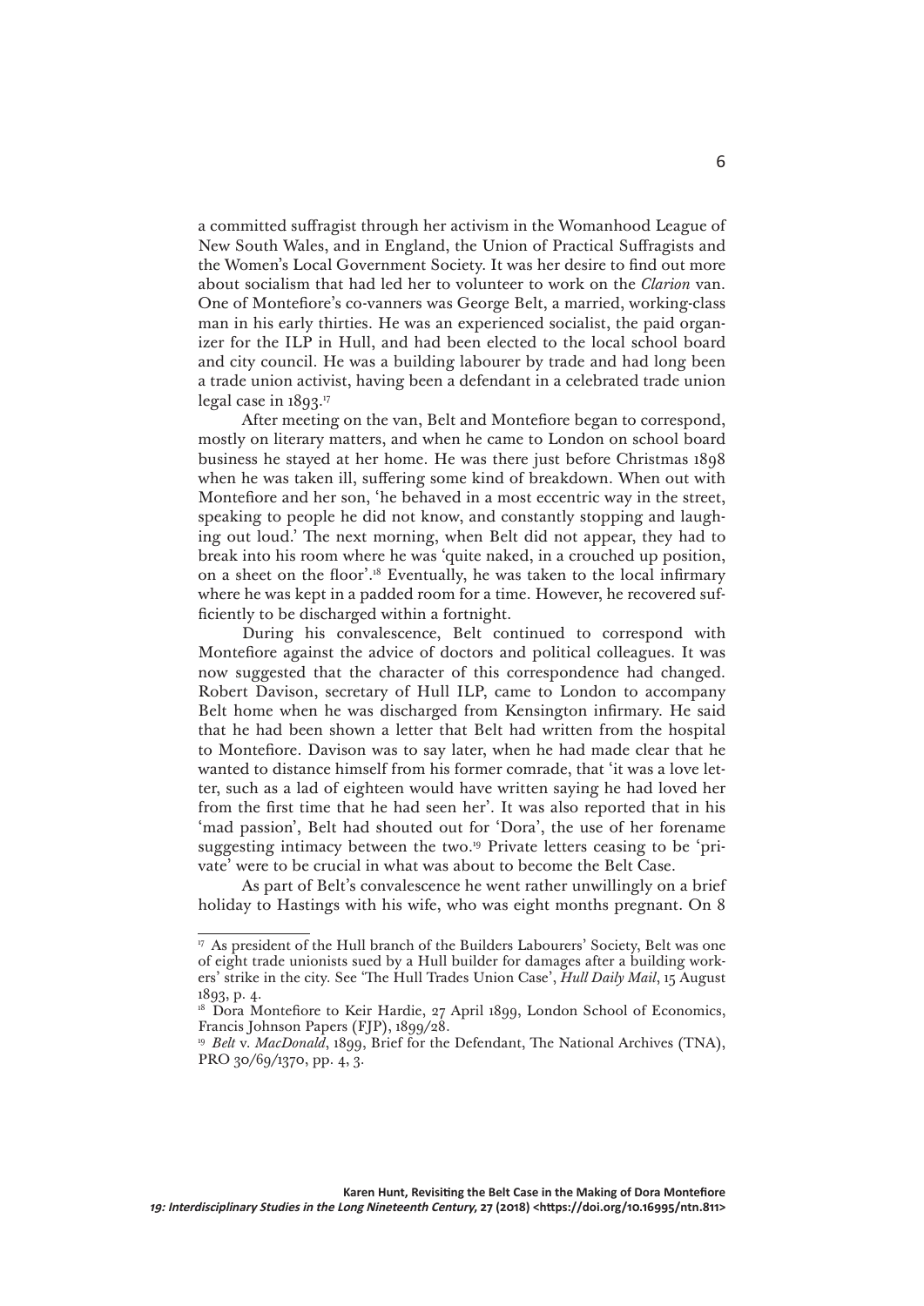a committed suffragist through her activism in the Womanhood League of New South Wales, and in England, the Union of Practical Suffragists and the Women's Local Government Society. It was her desire to find out more about socialism that had led her to volunteer to work on the *Clarion* van. One of Montefiore's co-vanners was George Belt, a married, working-class man in his early thirties. He was an experienced socialist, the paid organizer for the ILP in Hull, and had been elected to the local school board and city council. He was a building labourer by trade and had long been a trade union activist, having been a defendant in a celebrated trade union legal case in 1893.[17]

After meeting on the van, Belt and Montefiore began to correspond, mostly on literary matters, and when he came to London on school board business he stayed at her home. He was there just before Christmas 1898 when he was taken ill, suffering some kind of breakdown. When out with Montefiore and her son, 'he behaved in a most eccentric way in the street, speaking to people he did not know, and constantly stopping and laughing out loud.' The next morning, when Belt did not appear, they had to break into his room where he was 'quite naked, in a crouched up position, on a sheet on the floor'.[18] Eventually, he was taken to the local infirmary where he was kept in a padded room for a time. However, he recovered sufficiently to be discharged within a fortnight.

During his convalescence, Belt continued to correspond with Montefiore against the advice of doctors and political colleagues. It was now suggested that the character of this correspondence had changed. Robert Davison, secretary of Hull ILP, came to London to accompany Belt home when he was discharged from Kensington infirmary. He said that he had been shown a letter that Belt had written from the hospital to Montefiore. Davison was to say later, when he had made clear that he wanted to distance himself from his former comrade, that 'it was a love letter, such as a lad of eighteen would have written saying he had loved her from the first time that he had seen her'. It was also reported that in his 'mad passion', Belt had shouted out for 'Dora', the use of her forename suggesting intimacy between the two.[19] Private letters ceasing to be 'private' were to be crucial in what was about to become the Belt Case.

As part of Belt's convalescence he went rather unwillingly on a brief holiday to Hastings with his wife, who was eight months pregnant. On 8

---

[17] As president of the Hull branch of the Builders Labourers' Society, Belt was one of eight trade unionists sued by a Hull builder for damages after a building workers' strike in the city. See 'The Hull Trades Union Case', *Hull Daily Mail*, 15 August 1893, p. 4.

[18] Dora Montefiore to Keir Hardie, 27 April 1899, London School of Economics, Francis Johnson Papers (FJP), 1899/28.

[19] *Belt* v. *MacDonald*, 1899, Brief for the Defendant, The National Archives (TNA), PRO 30/69/1370, pp. 4, 3.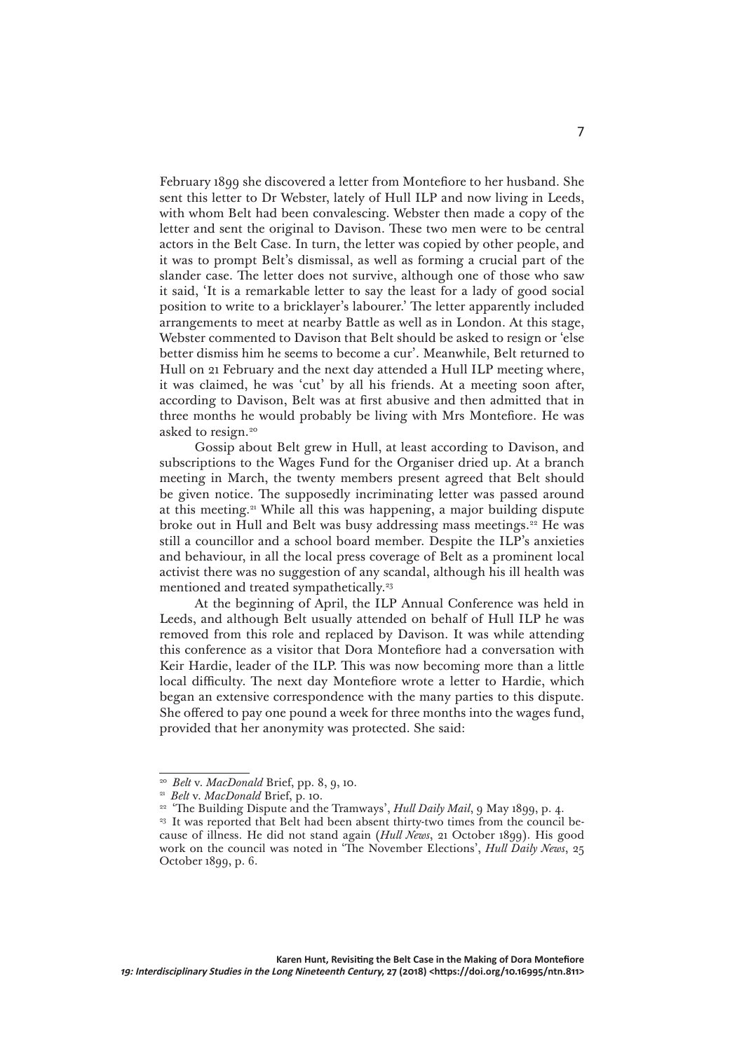February 1899 she discovered a letter from Montefiore to her husband. She sent this letter to Dr Webster, lately of Hull ILP and now living in Leeds, with whom Belt had been convalescing. Webster then made a copy of the letter and sent the original to Davison. These two men were to be central actors in the Belt Case. In turn, the letter was copied by other people, and it was to prompt Belt's dismissal, as well as forming a crucial part of the slander case. The letter does not survive, although one of those who saw it said, 'It is a remarkable letter to say the least for a lady of good social position to write to a bricklayer's labourer.' The letter apparently included arrangements to meet at nearby Battle as well as in London. At this stage, Webster commented to Davison that Belt should be asked to resign or 'else better dismiss him he seems to become a cur'. Meanwhile, Belt returned to Hull on 21 February and the next day attended a Hull ILP meeting where, it was claimed, he was 'cut' by all his friends. At a meeting soon after, according to Davison, Belt was at first abusive and then admitted that in three months he would probably be living with Mrs Montefiore. He was asked to resign.[20]

Gossip about Belt grew in Hull, at least according to Davison, and subscriptions to the Wages Fund for the Organiser dried up. At a branch meeting in March, the twenty members present agreed that Belt should be given notice. The supposedly incriminating letter was passed around at this meeting.[21] While all this was happening, a major building dispute broke out in Hull and Belt was busy addressing mass meetings.[22] He was still a councillor and a school board member. Despite the ILP's anxieties and behaviour, in all the local press coverage of Belt as a prominent local activist there was no suggestion of any scandal, although his ill health was mentioned and treated sympathetically.[23]

At the beginning of April, the ILP Annual Conference was held in Leeds, and although Belt usually attended on behalf of Hull ILP he was removed from this role and replaced by Davison. It was while attending this conference as a visitor that Dora Montefiore had a conversation with Keir Hardie, leader of the ILP. This was now becoming more than a little local difficulty. The next day Montefiore wrote a letter to Hardie, which began an extensive correspondence with the many parties to this dispute. She offered to pay one pound a week for three months into the wages fund, provided that her anonymity was protected. She said:

---

[20] *Belt* v. *MacDonald* Brief, pp. 8, 9, 10.

[21] *Belt* v. *MacDonald* Brief, p. 10.

[22] 'The Building Dispute and the Tramways', *Hull Daily Mail*, 9 May 1899, p. 4.

[23] It was reported that Belt had been absent thirty-two times from the council because of illness. He did not stand again (*Hull News*, 21 October 1899). His good work on the council was noted in 'The November Elections', *Hull Daily News*, 25 October 1899, p. 6.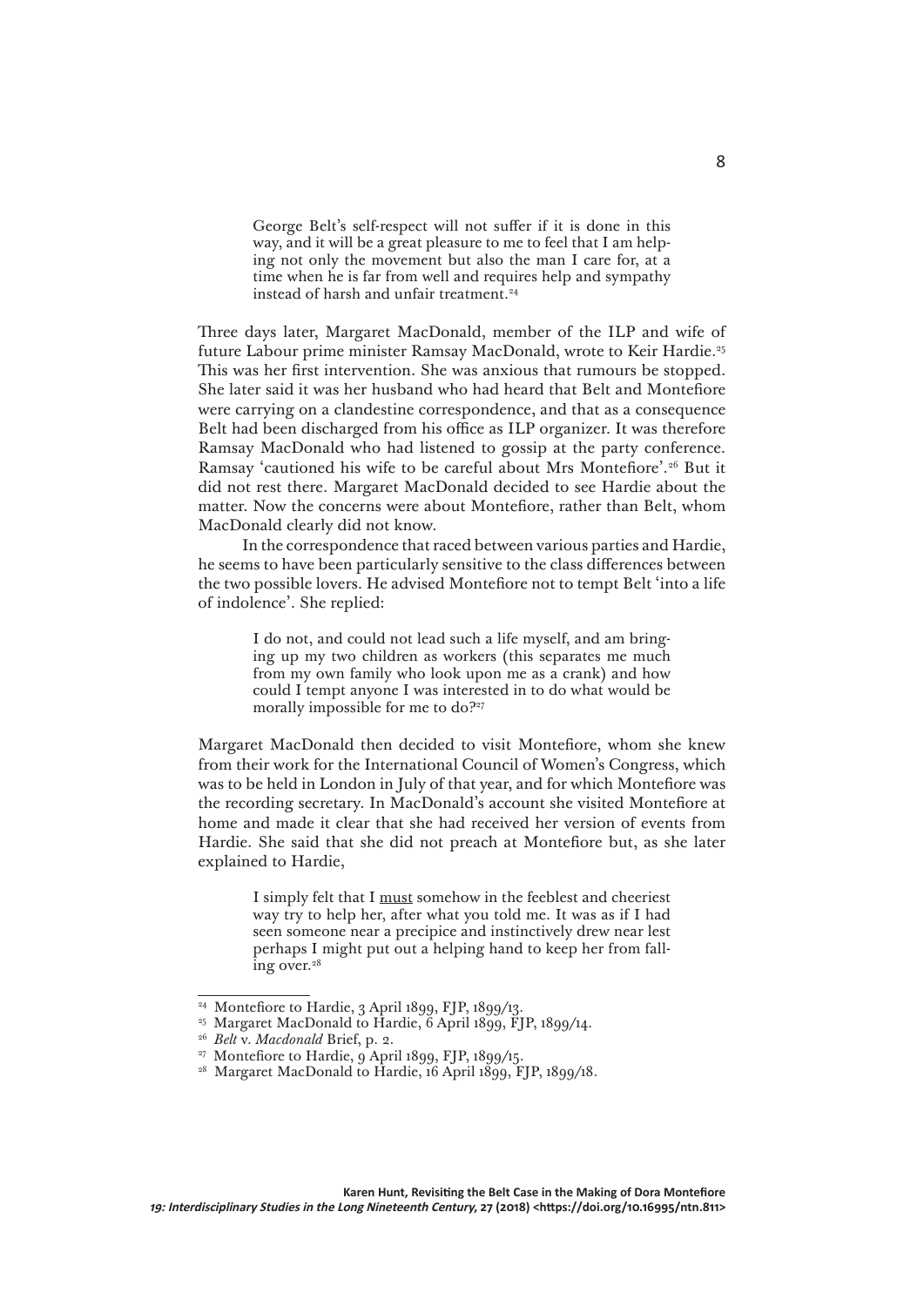> George Belt's self-respect will not suffer if it is done in this way, and it will be a great pleasure to me to feel that I am helping not only the movement but also the man I care for, at a time when he is far from well and requires help and sympathy instead of harsh and unfair treatment.[24]

Three days later, Margaret MacDonald, member of the ILP and wife of future Labour prime minister Ramsay MacDonald, wrote to Keir Hardie.[25] This was her first intervention. She was anxious that rumours be stopped. She later said it was her husband who had heard that Belt and Montefiore were carrying on a clandestine correspondence, and that as a consequence Belt had been discharged from his office as ILP organizer. It was therefore Ramsay MacDonald who had listened to gossip at the party conference. Ramsay 'cautioned his wife to be careful about Mrs Montefiore'.[26] But it did not rest there. Margaret MacDonald decided to see Hardie about the matter. Now the concerns were about Montefiore, rather than Belt, whom MacDonald clearly did not know.

In the correspondence that raced between various parties and Hardie, he seems to have been particularly sensitive to the class differences between the two possible lovers. He advised Montefiore not to tempt Belt 'into a life of indolence'. She replied:

> I do not, and could not lead such a life myself, and am bringing up my two children as workers (this separates me much from my own family who look upon me as a crank) and how could I tempt anyone I was interested in to do what would be morally impossible for me to do?[27]

Margaret MacDonald then decided to visit Montefiore, whom she knew from their work for the International Council of Women's Congress, which was to be held in London in July of that year, and for which Montefiore was the recording secretary. In MacDonald's account she visited Montefiore at home and made it clear that she had received her version of events from Hardie. She said that she did not preach at Montefiore but, as she later explained to Hardie,

> I simply felt that I <u>must</u> somehow in the feeblest and cheeriest way try to help her, after what you told me. It was as if I had seen someone near a precipice and instinctively drew near lest perhaps I might put out a helping hand to keep her from falling over.[28]

---

[24] Montefiore to Hardie, 3 April 1899, FJP, 1899/13.

[25] Margaret MacDonald to Hardie, 6 April 1899, FJP, 1899/14.

[26] *Belt* v. *Macdonald* Brief, p. 2.

[27] Montefiore to Hardie, 9 April 1899, FJP, 1899/15.

[28] Margaret MacDonald to Hardie, 16 April 1899, FJP, 1899/18.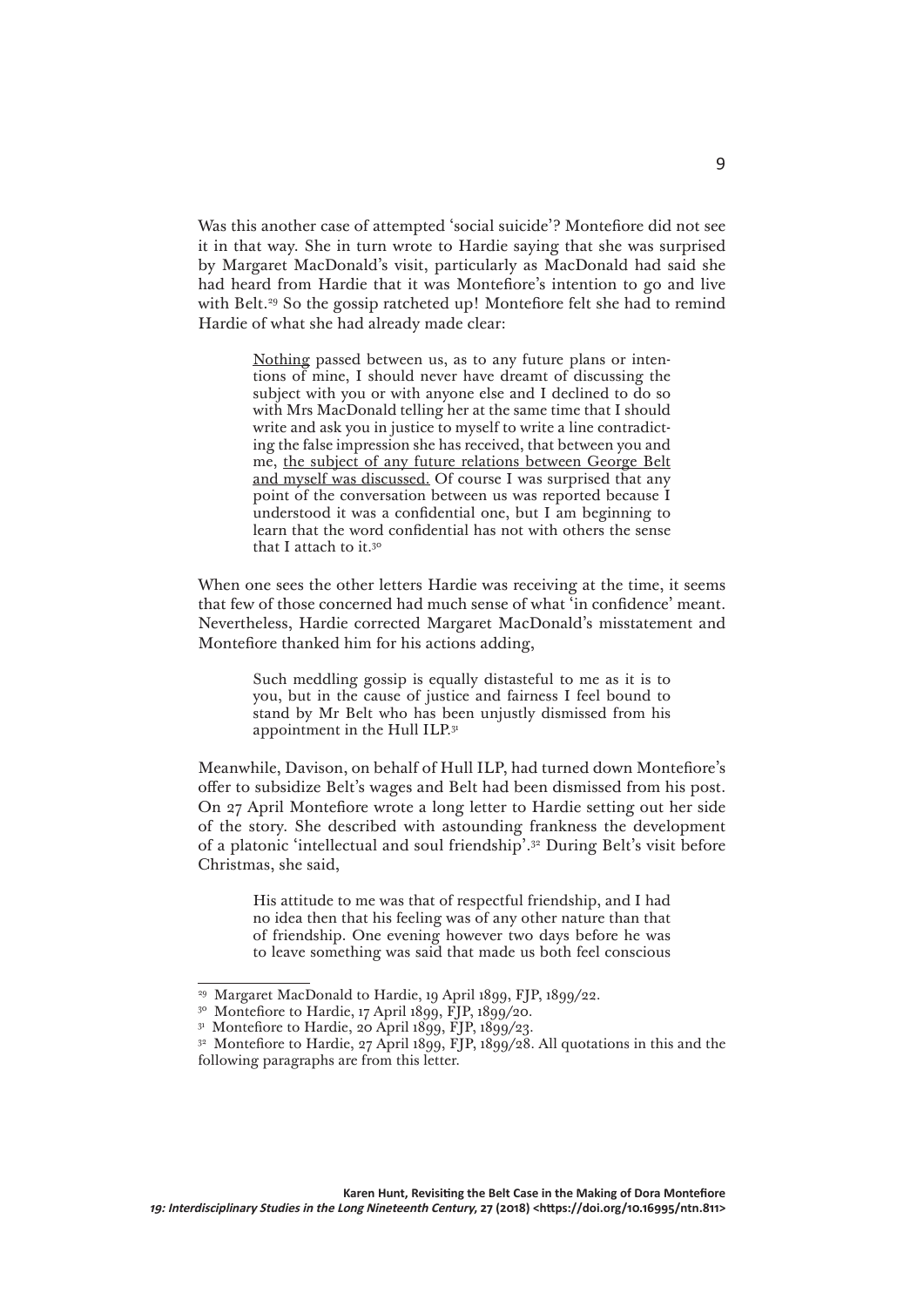Was this another case of attempted 'social suicide'? Montefiore did not see it in that way. She in turn wrote to Hardie saying that she was surprised by Margaret MacDonald's visit, particularly as MacDonald had said she had heard from Hardie that it was Montefiore's intention to go and live with Belt.[29] So the gossip ratcheted up! Montefiore felt she had to remind Hardie of what she had already made clear:

> <u>Nothing</u> passed between us, as to any future plans or intentions of mine, I should never have dreamt of discussing the subject with you or with anyone else and I declined to do so with Mrs MacDonald telling her at the same time that I should write and ask you in justice to myself to write a line contradicting the false impression she has received, that between you and me, <u>the subject of any future relations between George Belt and myself was discussed.</u> Of course I was surprised that any point of the conversation between us was reported because I understood it was a confidential one, but I am beginning to learn that the word confidential has not with others the sense that I attach to it.[30]

When one sees the other letters Hardie was receiving at the time, it seems that few of those concerned had much sense of what 'in confidence' meant. Nevertheless, Hardie corrected Margaret MacDonald's misstatement and Montefiore thanked him for his actions adding,

> Such meddling gossip is equally distasteful to me as it is to you, but in the cause of justice and fairness I feel bound to stand by Mr Belt who has been unjustly dismissed from his appointment in the Hull ILP.[31]

Meanwhile, Davison, on behalf of Hull ILP, had turned down Montefiore's offer to subsidize Belt's wages and Belt had been dismissed from his post. On 27 April Montefiore wrote a long letter to Hardie setting out her side of the story. She described with astounding frankness the development of a platonic 'intellectual and soul friendship'.[32] During Belt's visit before Christmas, she said,

> His attitude to me was that of respectful friendship, and I had no idea then that his feeling was of any other nature than that of friendship. One evening however two days before he was to leave something was said that made us both feel conscious

---

[29] Margaret MacDonald to Hardie, 19 April 1899, FJP, 1899/22.

[30] Montefiore to Hardie, 17 April 1899, FJP, 1899/20.

[31] Montefiore to Hardie, 20 April 1899, FJP, 1899/23.

[32] Montefiore to Hardie, 27 April 1899, FJP, 1899/28. All quotations in this and the following paragraphs are from this letter.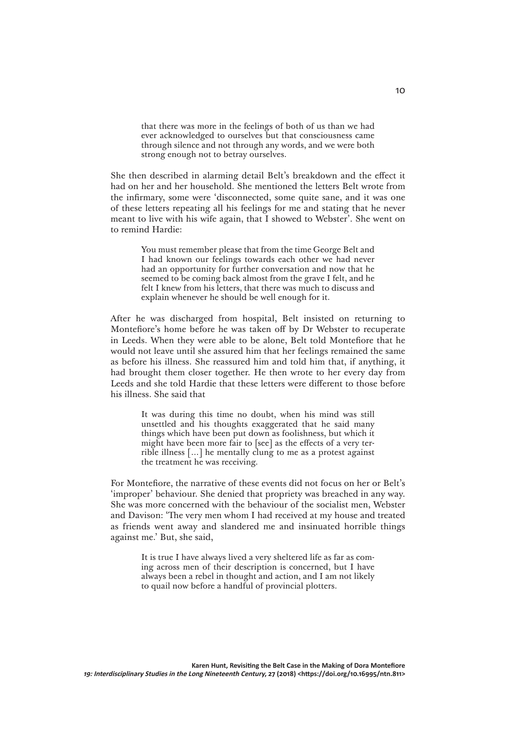> that there was more in the feelings of both of us than we had ever acknowledged to ourselves but that consciousness came through silence and not through any words, and we were both strong enough not to betray ourselves.

She then described in alarming detail Belt's breakdown and the effect it had on her and her household. She mentioned the letters Belt wrote from the infirmary, some were 'disconnected, some quite sane, and it was one of these letters repeating all his feelings for me and stating that he never meant to live with his wife again, that I showed to Webster'. She went on to remind Hardie:

> You must remember please that from the time George Belt and I had known our feelings towards each other we had never had an opportunity for further conversation and now that he seemed to be coming back almost from the grave I felt, and he felt I knew from his letters, that there was much to discuss and explain whenever he should be well enough for it.

After he was discharged from hospital, Belt insisted on returning to Montefiore's home before he was taken off by Dr Webster to recuperate in Leeds. When they were able to be alone, Belt told Montefiore that he would not leave until she assured him that her feelings remained the same as before his illness. She reassured him and told him that, if anything, it had brought them closer together. He then wrote to her every day from Leeds and she told Hardie that these letters were different to those before his illness. She said that

> It was during this time no doubt, when his mind was still unsettled and his thoughts exaggerated that he said many things which have been put down as foolishness, but which it might have been more fair to [see] as the effects of a very terrible illness […] he mentally clung to me as a protest against the treatment he was receiving.

For Montefiore, the narrative of these events did not focus on her or Belt's 'improper' behaviour. She denied that propriety was breached in any way. She was more concerned with the behaviour of the socialist men, Webster and Davison: 'The very men whom I had received at my house and treated as friends went away and slandered me and insinuated horrible things against me.' But, she said,

> It is true I have always lived a very sheltered life as far as coming across men of their description is concerned, but I have always been a rebel in thought and action, and I am not likely to quail now before a handful of provincial plotters.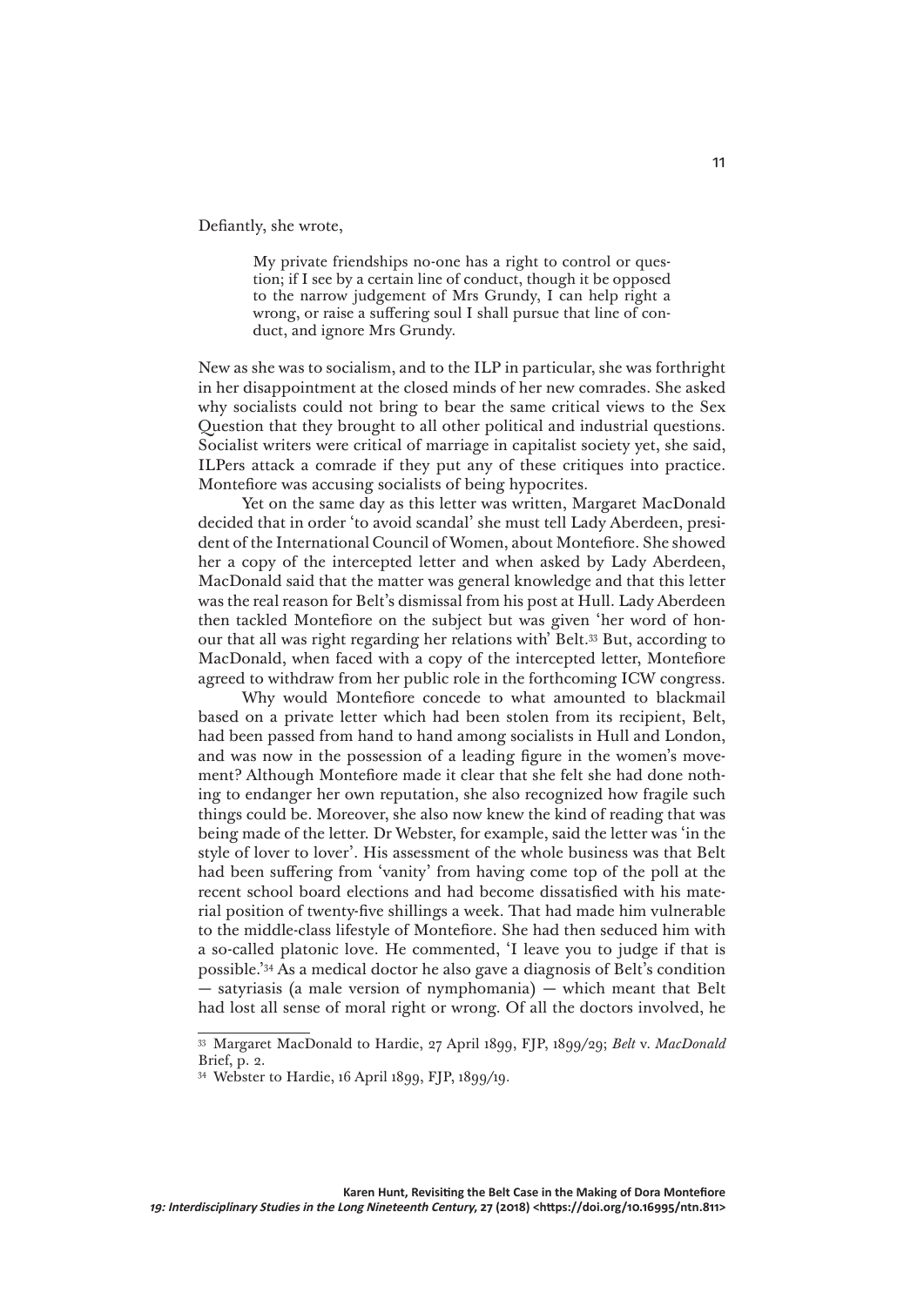Defiantly, she wrote,

> My private friendships no-one has a right to control or question; if I see by a certain line of conduct, though it be opposed to the narrow judgement of Mrs Grundy, I can help right a wrong, or raise a suffering soul I shall pursue that line of conduct, and ignore Mrs Grundy.

New as she was to socialism, and to the ILP in particular, she was forthright in her disappointment at the closed minds of her new comrades. She asked why socialists could not bring to bear the same critical views to the Sex Question that they brought to all other political and industrial questions. Socialist writers were critical of marriage in capitalist society yet, she said, ILPers attack a comrade if they put any of these critiques into practice. Montefiore was accusing socialists of being hypocrites.

Yet on the same day as this letter was written, Margaret MacDonald decided that in order 'to avoid scandal' she must tell Lady Aberdeen, president of the International Council of Women, about Montefiore. She showed her a copy of the intercepted letter and when asked by Lady Aberdeen, MacDonald said that the matter was general knowledge and that this letter was the real reason for Belt's dismissal from his post at Hull. Lady Aberdeen then tackled Montefiore on the subject but was given 'her word of honour that all was right regarding her relations with' Belt.[33] But, according to MacDonald, when faced with a copy of the intercepted letter, Montefiore agreed to withdraw from her public role in the forthcoming ICW congress.

Why would Montefiore concede to what amounted to blackmail based on a private letter which had been stolen from its recipient, Belt, had been passed from hand to hand among socialists in Hull and London, and was now in the possession of a leading figure in the women's movement? Although Montefiore made it clear that she felt she had done nothing to endanger her own reputation, she also recognized how fragile such things could be. Moreover, she also now knew the kind of reading that was being made of the letter. Dr Webster, for example, said the letter was 'in the style of lover to lover'. His assessment of the whole business was that Belt had been suffering from 'vanity' from having come top of the poll at the recent school board elections and had become dissatisfied with his material position of twenty-five shillings a week. That had made him vulnerable to the middle-class lifestyle of Montefiore. She had then seduced him with a so-called platonic love. He commented, 'I leave you to judge if that is possible.'[34] As a medical doctor he also gave a diagnosis of Belt's condition — satyriasis (a male version of nymphomania) — which meant that Belt had lost all sense of moral right or wrong. Of all the doctors involved, he

---

[33] Margaret MacDonald to Hardie, 27 April 1899, FJP, 1899/29; *Belt* v. *MacDonald* Brief, p. 2.

[34] Webster to Hardie, 16 April 1899, FJP, 1899/19.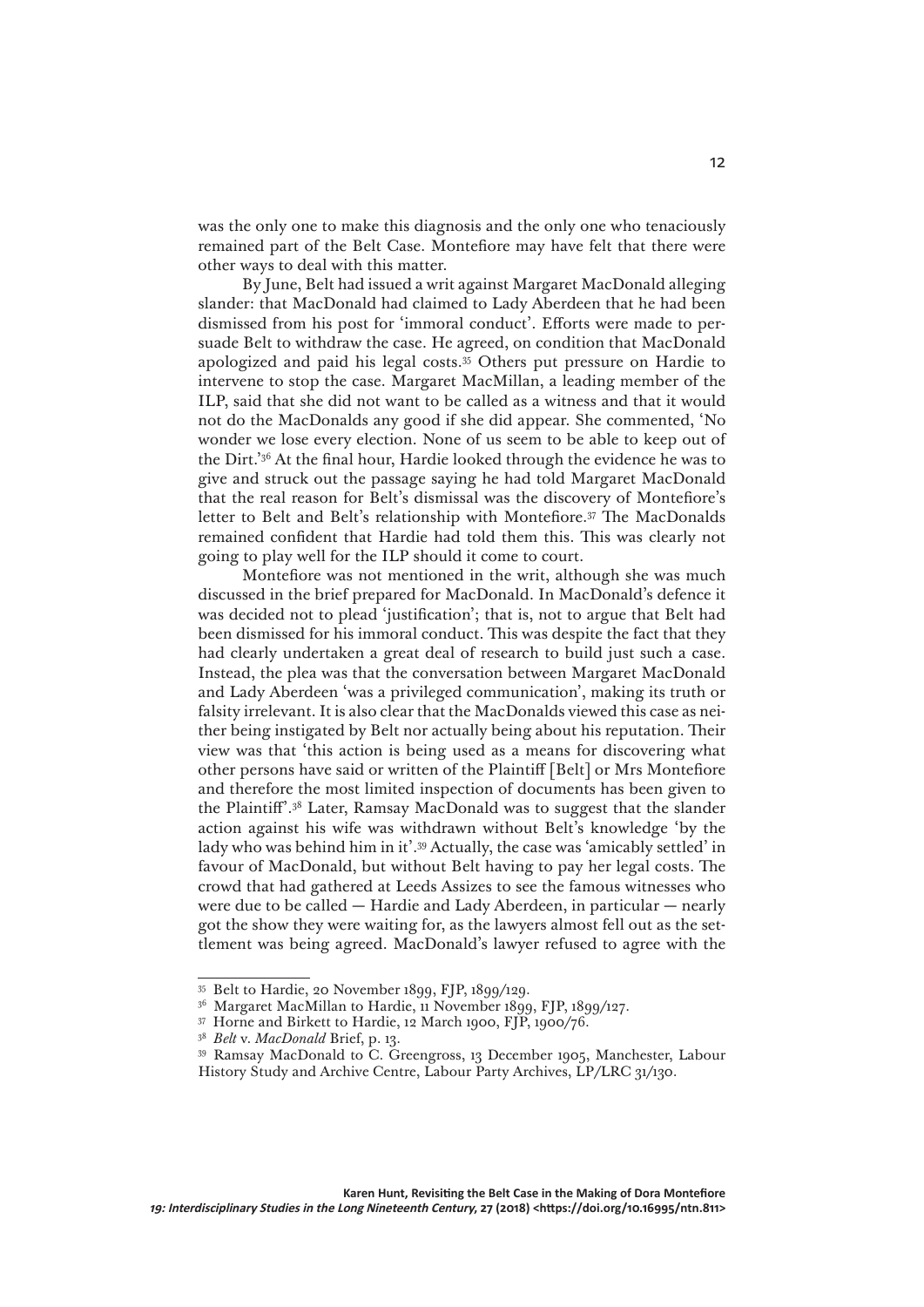was the only one to make this diagnosis and the only one who tenaciously remained part of the Belt Case. Montefiore may have felt that there were other ways to deal with this matter.

By June, Belt had issued a writ against Margaret MacDonald alleging slander: that MacDonald had claimed to Lady Aberdeen that he had been dismissed from his post for 'immoral conduct'. Efforts were made to persuade Belt to withdraw the case. He agreed, on condition that MacDonald apologized and paid his legal costs.[35] Others put pressure on Hardie to intervene to stop the case. Margaret MacMillan, a leading member of the ILP, said that she did not want to be called as a witness and that it would not do the MacDonalds any good if she did appear. She commented, 'No wonder we lose every election. None of us seem to be able to keep out of the Dirt.'[36] At the final hour, Hardie looked through the evidence he was to give and struck out the passage saying he had told Margaret MacDonald that the real reason for Belt's dismissal was the discovery of Montefiore's letter to Belt and Belt's relationship with Montefiore.[37] The MacDonalds remained confident that Hardie had told them this. This was clearly not going to play well for the ILP should it come to court.

Montefiore was not mentioned in the writ, although she was much discussed in the brief prepared for MacDonald. In MacDonald's defence it was decided not to plead 'justification'; that is, not to argue that Belt had been dismissed for his immoral conduct. This was despite the fact that they had clearly undertaken a great deal of research to build just such a case. Instead, the plea was that the conversation between Margaret MacDonald and Lady Aberdeen 'was a privileged communication', making its truth or falsity irrelevant. It is also clear that the MacDonalds viewed this case as neither being instigated by Belt nor actually being about his reputation. Their view was that 'this action is being used as a means for discovering what other persons have said or written of the Plaintiff [Belt] or Mrs Montefiore and therefore the most limited inspection of documents has been given to the Plaintiff'.[38] Later, Ramsay MacDonald was to suggest that the slander action against his wife was withdrawn without Belt's knowledge 'by the lady who was behind him in it'.[39] Actually, the case was 'amicably settled' in favour of MacDonald, but without Belt having to pay her legal costs. The crowd that had gathered at Leeds Assizes to see the famous witnesses who were due to be called — Hardie and Lady Aberdeen, in particular — nearly got the show they were waiting for, as the lawyers almost fell out as the settlement was being agreed. MacDonald's lawyer refused to agree with the

---

[35] Belt to Hardie, 20 November 1899, FJP, 1899/129.

[36] Margaret MacMillan to Hardie, 11 November 1899, FJP, 1899/127.

[37] Horne and Birkett to Hardie, 12 March 1900, FJP, 1900/76.

[38] *Belt* v. *MacDonald* Brief, p. 13.

[39] Ramsay MacDonald to C. Greengross, 13 December 1905, Manchester, Labour History Study and Archive Centre, Labour Party Archives, LP/LRC 31/130.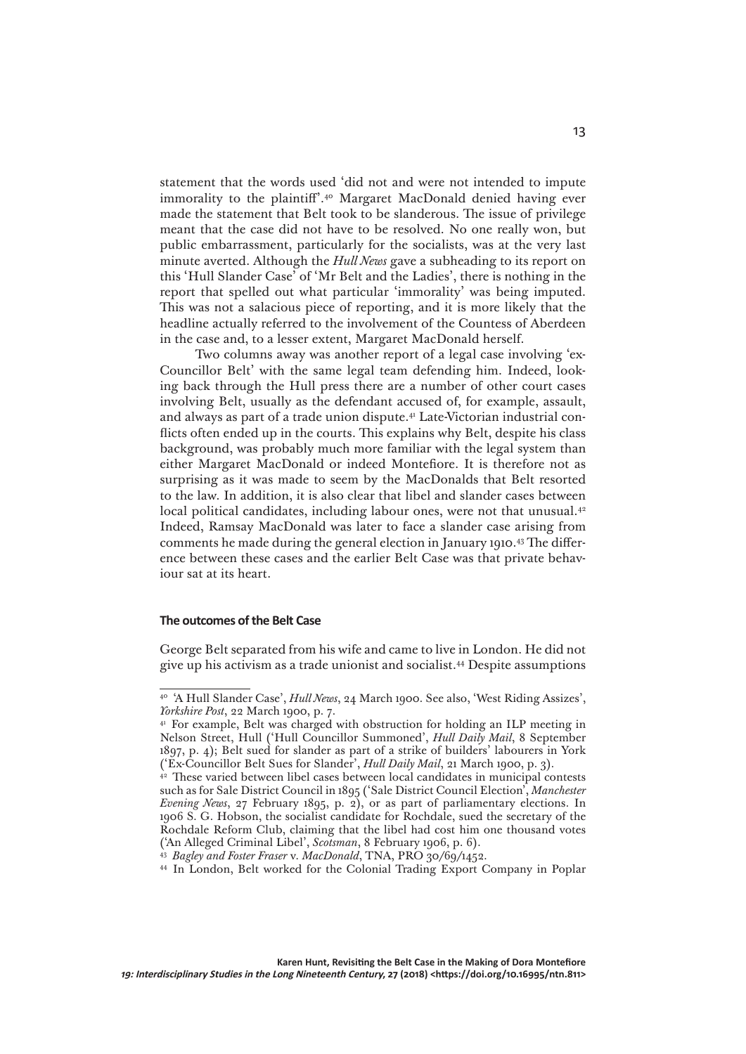statement that the words used 'did not and were not intended to impute immorality to the plaintiff'.[40] Margaret MacDonald denied having ever made the statement that Belt took to be slanderous. The issue of privilege meant that the case did not have to be resolved. No one really won, but public embarrassment, particularly for the socialists, was at the very last minute averted. Although the *Hull News* gave a subheading to its report on this 'Hull Slander Case' of 'Mr Belt and the Ladies', there is nothing in the report that spelled out what particular 'immorality' was being imputed. This was not a salacious piece of reporting, and it is more likely that the headline actually referred to the involvement of the Countess of Aberdeen in the case and, to a lesser extent, Margaret MacDonald herself.

Two columns away was another report of a legal case involving 'ex-Councillor Belt' with the same legal team defending him. Indeed, looking back through the Hull press there are a number of other court cases involving Belt, usually as the defendant accused of, for example, assault, and always as part of a trade union dispute.[41] Late-Victorian industrial conflicts often ended up in the courts. This explains why Belt, despite his class background, was probably much more familiar with the legal system than either Margaret MacDonald or indeed Montefiore. It is therefore not as surprising as it was made to seem by the MacDonalds that Belt resorted to the law. In addition, it is also clear that libel and slander cases between local political candidates, including labour ones, were not that unusual.[42] Indeed, Ramsay MacDonald was later to face a slander case arising from comments he made during the general election in January 1910.[43] The difference between these cases and the earlier Belt Case was that private behaviour sat at its heart.

### The outcomes of the Belt Case

George Belt separated from his wife and came to live in London. He did not give up his activism as a trade unionist and socialist.[44] Despite assumptions

---

[40] 'A Hull Slander Case', *Hull News*, 24 March 1900. See also, 'West Riding Assizes', *Yorkshire Post*, 22 March 1900, p. 7.

[41] For example, Belt was charged with obstruction for holding an ILP meeting in Nelson Street, Hull ('Hull Councillor Summoned', *Hull Daily Mail*, 8 September 1897, p. 4); Belt sued for slander as part of a strike of builders' labourers in York ('Ex-Councillor Belt Sues for Slander', *Hull Daily Mail*, 21 March 1900, p. 3).

[42] These varied between libel cases between local candidates in municipal contests such as for Sale District Council in 1895 ('Sale District Council Election', *Manchester Evening News*, 27 February 1895, p. 2), or as part of parliamentary elections. In 1906 S. G. Hobson, the socialist candidate for Rochdale, sued the secretary of the Rochdale Reform Club, claiming that the libel had cost him one thousand votes ('An Alleged Criminal Libel', *Scotsman*, 8 February 1906, p. 6).

[43] *Bagley and Foster Fraser* v. *MacDonald*, TNA, PRO 30/69/1452.

[44] In London, Belt worked for the Colonial Trading Export Company in Poplar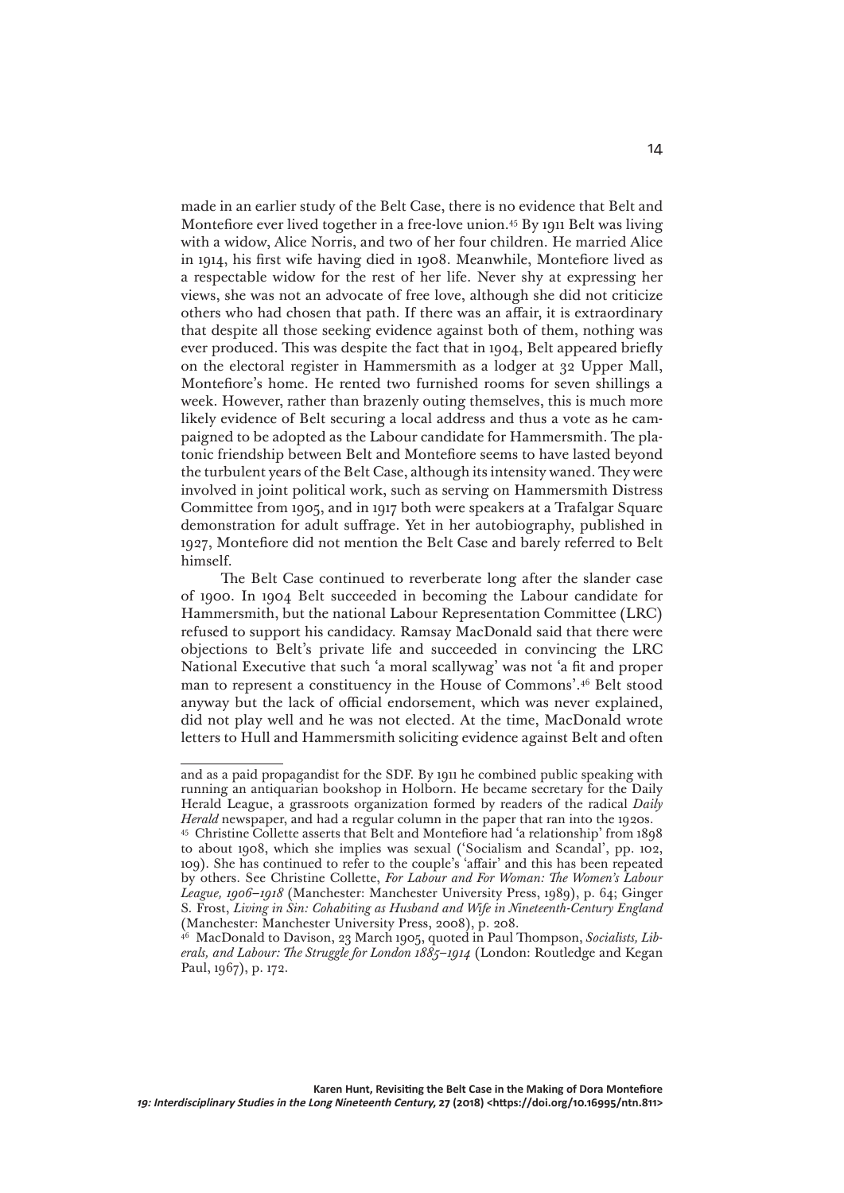made in an earlier study of the Belt Case, there is no evidence that Belt and Montefiore ever lived together in a free-love union.[45] By 1911 Belt was living with a widow, Alice Norris, and two of her four children. He married Alice in 1914, his first wife having died in 1908. Meanwhile, Montefiore lived as a respectable widow for the rest of her life. Never shy at expressing her views, she was not an advocate of free love, although she did not criticize others who had chosen that path. If there was an affair, it is extraordinary that despite all those seeking evidence against both of them, nothing was ever produced. This was despite the fact that in 1904, Belt appeared briefly on the electoral register in Hammersmith as a lodger at 32 Upper Mall, Montefiore's home. He rented two furnished rooms for seven shillings a week. However, rather than brazenly outing themselves, this is much more likely evidence of Belt securing a local address and thus a vote as he campaigned to be adopted as the Labour candidate for Hammersmith. The platonic friendship between Belt and Montefiore seems to have lasted beyond the turbulent years of the Belt Case, although its intensity waned. They were involved in joint political work, such as serving on Hammersmith Distress Committee from 1905, and in 1917 both were speakers at a Trafalgar Square demonstration for adult suffrage. Yet in her autobiography, published in 1927, Montefiore did not mention the Belt Case and barely referred to Belt himself.

The Belt Case continued to reverberate long after the slander case of 1900. In 1904 Belt succeeded in becoming the Labour candidate for Hammersmith, but the national Labour Representation Committee (LRC) refused to support his candidacy. Ramsay MacDonald said that there were objections to Belt's private life and succeeded in convincing the LRC National Executive that such 'a moral scallywag' was not 'a fit and proper man to represent a constituency in the House of Commons'.[46] Belt stood anyway but the lack of official endorsement, which was never explained, did not play well and he was not elected. At the time, MacDonald wrote letters to Hull and Hammersmith soliciting evidence against Belt and often

---

and as a paid propagandist for the SDF. By 1911 he combined public speaking with running an antiquarian bookshop in Holborn. He became secretary for the Daily Herald League, a grassroots organization formed by readers of the radical *Daily Herald* newspaper, and had a regular column in the paper that ran into the 1920s.

[45] Christine Collette asserts that Belt and Montefiore had 'a relationship' from 1898 to about 1908, which she implies was sexual ('Socialism and Scandal', pp. 102, 109). She has continued to refer to the couple's 'affair' and this has been repeated by others. See Christine Collette, *For Labour and For Woman: The Women's Labour League, 1906–1918* (Manchester: Manchester University Press, 1989), p. 64; Ginger S. Frost, *Living in Sin: Cohabiting as Husband and Wife in Nineteenth-Century England* (Manchester: Manchester University Press, 2008), p. 208.

[46] MacDonald to Davison, 23 March 1905, quoted in Paul Thompson, *Socialists, Liberals, and Labour: The Struggle for London 1885–1914* (London: Routledge and Kegan Paul, 1967), p. 172.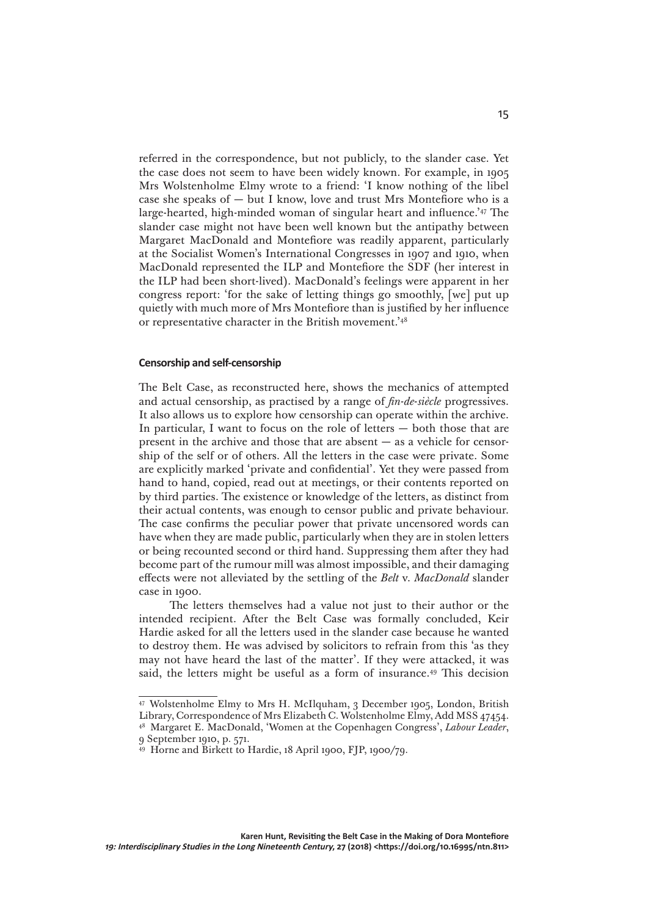referred in the correspondence, but not publicly, to the slander case. Yet the case does not seem to have been widely known. For example, in 1905 Mrs Wolstenholme Elmy wrote to a friend: 'I know nothing of the libel case she speaks of — but I know, love and trust Mrs Montefiore who is a large-hearted, high-minded woman of singular heart and influence.'[47] The slander case might not have been well known but the antipathy between Margaret MacDonald and Montefiore was readily apparent, particularly at the Socialist Women's International Congresses in 1907 and 1910, when MacDonald represented the ILP and Montefiore the SDF (her interest in the ILP had been short-lived). MacDonald's feelings were apparent in her congress report: 'for the sake of letting things go smoothly, [we] put up quietly with much more of Mrs Montefiore than is justified by her influence or representative character in the British movement.'[48]

#### Censorship and self-censorship

The Belt Case, as reconstructed here, shows the mechanics of attempted and actual censorship, as practised by a range of *fin-de-siècle* progressives. It also allows us to explore how censorship can operate within the archive. In particular, I want to focus on the role of letters — both those that are present in the archive and those that are absent — as a vehicle for censorship of the self or of others. All the letters in the case were private. Some are explicitly marked 'private and confidential'. Yet they were passed from hand to hand, copied, read out at meetings, or their contents reported on by third parties. The existence or knowledge of the letters, as distinct from their actual contents, was enough to censor public and private behaviour. The case confirms the peculiar power that private uncensored words can have when they are made public, particularly when they are in stolen letters or being recounted second or third hand. Suppressing them after they had become part of the rumour mill was almost impossible, and their damaging effects were not alleviated by the settling of the *Belt* v. *MacDonald* slander case in 1900.

The letters themselves had a value not just to their author or the intended recipient. After the Belt Case was formally concluded, Keir Hardie asked for all the letters used in the slander case because he wanted to destroy them. He was advised by solicitors to refrain from this 'as they may not have heard the last of the matter'. If they were attacked, it was said, the letters might be useful as a form of insurance.[49] This decision

---

[47] Wolstenholme Elmy to Mrs H. McIlquham, 3 December 1905, London, British Library, Correspondence of Mrs Elizabeth C. Wolstenholme Elmy, Add MSS 47454.

[48] Margaret E. MacDonald, 'Women at the Copenhagen Congress', *Labour Leader*, 9 September 1910, p. 571.

[49] Horne and Birkett to Hardie, 18 April 1900, FJP, 1900/79.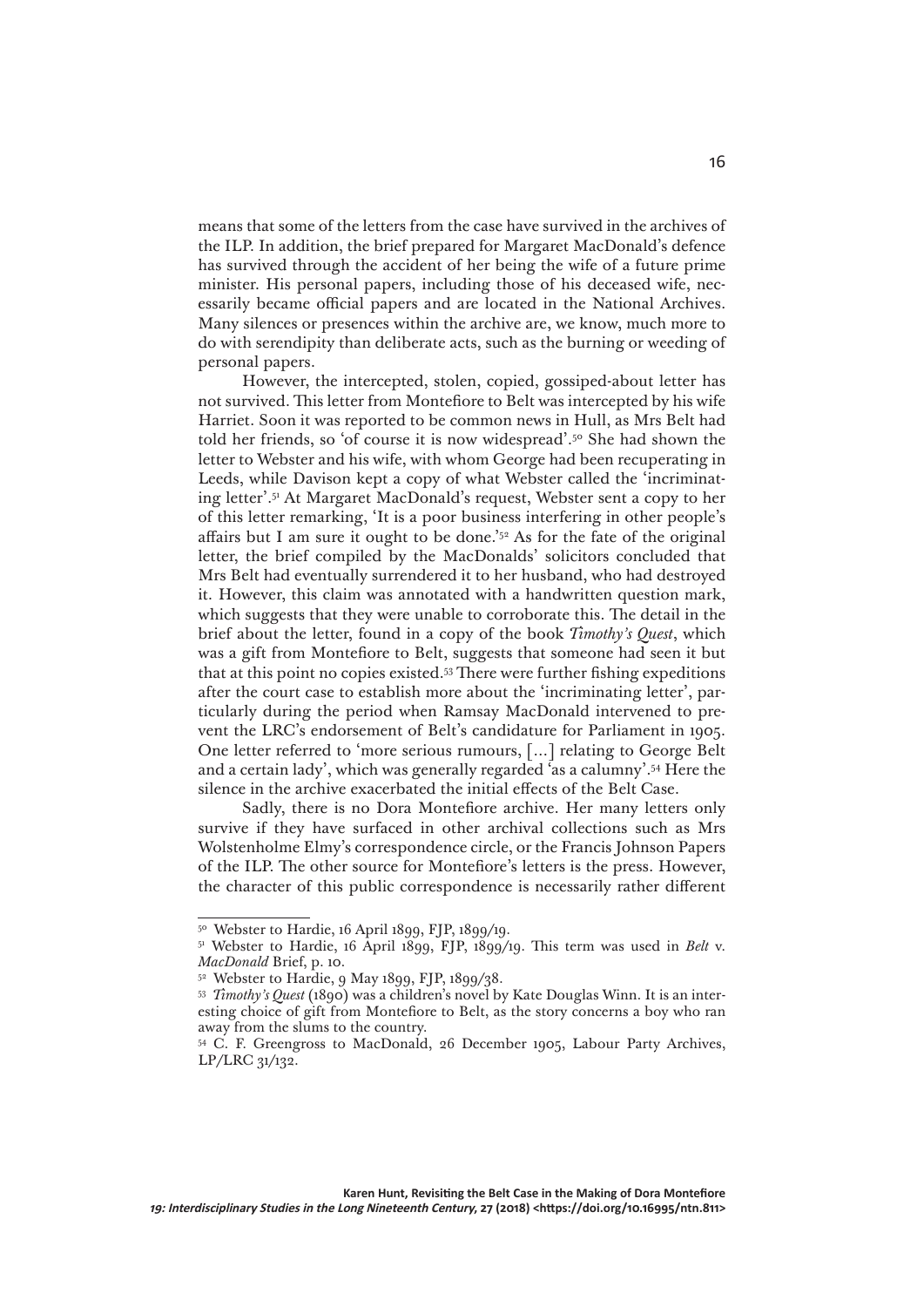means that some of the letters from the case have survived in the archives of the ILP. In addition, the brief prepared for Margaret MacDonald's defence has survived through the accident of her being the wife of a future prime minister. His personal papers, including those of his deceased wife, necessarily became official papers and are located in the National Archives. Many silences or presences within the archive are, we know, much more to do with serendipity than deliberate acts, such as the burning or weeding of personal papers.

However, the intercepted, stolen, copied, gossiped-about letter has not survived. This letter from Montefiore to Belt was intercepted by his wife Harriet. Soon it was reported to be common news in Hull, as Mrs Belt had told her friends, so 'of course it is now widespread'.[50] She had shown the letter to Webster and his wife, with whom George had been recuperating in Leeds, while Davison kept a copy of what Webster called the 'incriminating letter'.[51] At Margaret MacDonald's request, Webster sent a copy to her of this letter remarking, 'It is a poor business interfering in other people's affairs but I am sure it ought to be done.'[52] As for the fate of the original letter, the brief compiled by the MacDonalds' solicitors concluded that Mrs Belt had eventually surrendered it to her husband, who had destroyed it. However, this claim was annotated with a handwritten question mark, which suggests that they were unable to corroborate this. The detail in the brief about the letter, found in a copy of the book *Timothy's Quest*, which was a gift from Montefiore to Belt, suggests that someone had seen it but that at this point no copies existed.[53] There were further fishing expeditions after the court case to establish more about the 'incriminating letter', particularly during the period when Ramsay MacDonald intervened to prevent the LRC's endorsement of Belt's candidature for Parliament in 1905. One letter referred to 'more serious rumours, [...] relating to George Belt and a certain lady', which was generally regarded 'as a calumny'.[54] Here the silence in the archive exacerbated the initial effects of the Belt Case.

Sadly, there is no Dora Montefiore archive. Her many letters only survive if they have surfaced in other archival collections such as Mrs Wolstenholme Elmy's correspondence circle, or the Francis Johnson Papers of the ILP. The other source for Montefiore's letters is the press. However, the character of this public correspondence is necessarily rather different

---

[50] Webster to Hardie, 16 April 1899, FJP, 1899/19.

[51] Webster to Hardie, 16 April 1899, FJP, 1899/19. This term was used in *Belt* v. *MacDonald* Brief, p. 10.

[52] Webster to Hardie, 9 May 1899, FJP, 1899/38.

[53] *Timothy's Quest* (1890) was a children's novel by Kate Douglas Winn. It is an interesting choice of gift from Montefiore to Belt, as the story concerns a boy who ran away from the slums to the country.

[54] C. F. Greengross to MacDonald, 26 December 1905, Labour Party Archives, LP/LRC 31/132.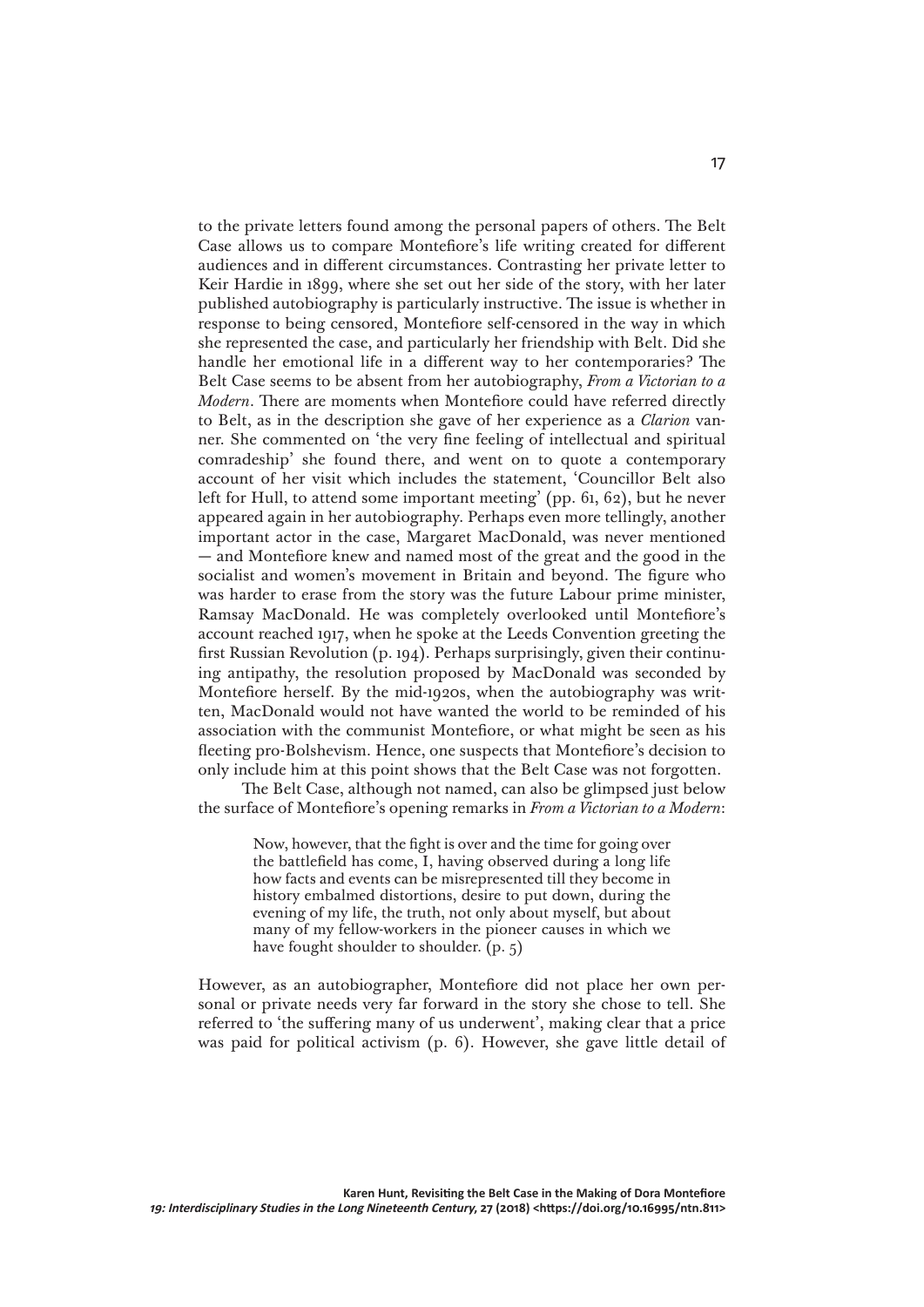to the private letters found among the personal papers of others. The Belt Case allows us to compare Montefiore's life writing created for different audiences and in different circumstances. Contrasting her private letter to Keir Hardie in 1899, where she set out her side of the story, with her later published autobiography is particularly instructive. The issue is whether in response to being censored, Montefiore self-censored in the way in which she represented the case, and particularly her friendship with Belt. Did she handle her emotional life in a different way to her contemporaries? The Belt Case seems to be absent from her autobiography, *From a Victorian to a Modern*. There are moments when Montefiore could have referred directly to Belt, as in the description she gave of her experience as a *Clarion* vanner. She commented on 'the very fine feeling of intellectual and spiritual comradeship' she found there, and went on to quote a contemporary account of her visit which includes the statement, 'Councillor Belt also left for Hull, to attend some important meeting' (pp. 61, 62), but he never appeared again in her autobiography. Perhaps even more tellingly, another important actor in the case, Margaret MacDonald, was never mentioned — and Montefiore knew and named most of the great and the good in the socialist and women's movement in Britain and beyond. The figure who was harder to erase from the story was the future Labour prime minister, Ramsay MacDonald. He was completely overlooked until Montefiore's account reached 1917, when he spoke at the Leeds Convention greeting the first Russian Revolution (p. 194). Perhaps surprisingly, given their continuing antipathy, the resolution proposed by MacDonald was seconded by Montefiore herself. By the mid-1920s, when the autobiography was written, MacDonald would not have wanted the world to be reminded of his association with the communist Montefiore, or what might be seen as his fleeting pro-Bolshevism. Hence, one suspects that Montefiore's decision to only include him at this point shows that the Belt Case was not forgotten.

The Belt Case, although not named, can also be glimpsed just below the surface of Montefiore's opening remarks in *From a Victorian to a Modern*:

> Now, however, that the fight is over and the time for going over the battlefield has come, I, having observed during a long life how facts and events can be misrepresented till they become in history embalmed distortions, desire to put down, during the evening of my life, the truth, not only about myself, but about many of my fellow-workers in the pioneer causes in which we have fought shoulder to shoulder. (p. 5)

However, as an autobiographer, Montefiore did not place her own personal or private needs very far forward in the story she chose to tell. She referred to 'the suffering many of us underwent', making clear that a price was paid for political activism (p. 6). However, she gave little detail of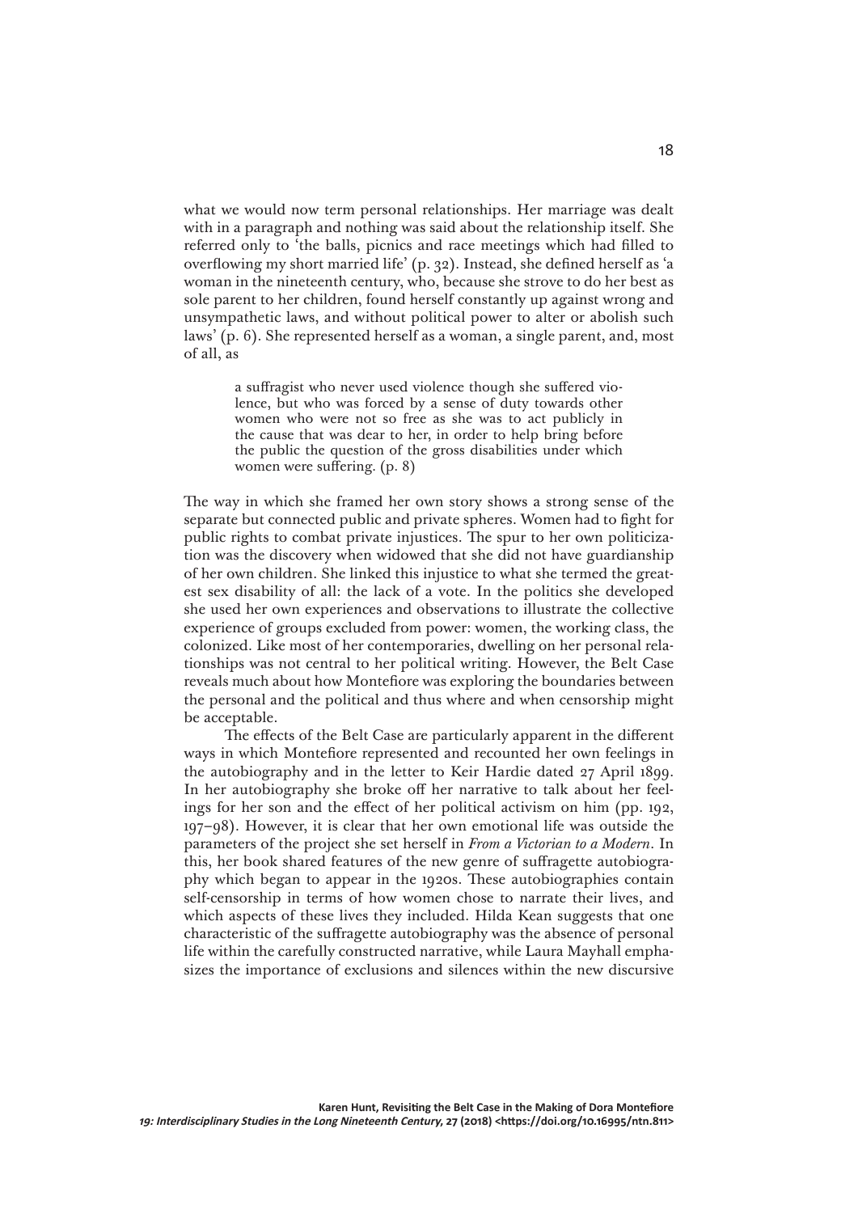what we would now term personal relationships. Her marriage was dealt with in a paragraph and nothing was said about the relationship itself. She referred only to 'the balls, picnics and race meetings which had filled to overflowing my short married life' (p. 32). Instead, she defined herself as 'a woman in the nineteenth century, who, because she strove to do her best as sole parent to her children, found herself constantly up against wrong and unsympathetic laws, and without political power to alter or abolish such laws' (p. 6). She represented herself as a woman, a single parent, and, most of all, as

> a suffragist who never used violence though she suffered violence, but who was forced by a sense of duty towards other women who were not so free as she was to act publicly in the cause that was dear to her, in order to help bring before the public the question of the gross disabilities under which women were suffering. (p. 8)

The way in which she framed her own story shows a strong sense of the separate but connected public and private spheres. Women had to fight for public rights to combat private injustices. The spur to her own politicization was the discovery when widowed that she did not have guardianship of her own children. She linked this injustice to what she termed the greatest sex disability of all: the lack of a vote. In the politics she developed she used her own experiences and observations to illustrate the collective experience of groups excluded from power: women, the working class, the colonized. Like most of her contemporaries, dwelling on her personal relationships was not central to her political writing. However, the Belt Case reveals much about how Montefiore was exploring the boundaries between the personal and the political and thus where and when censorship might be acceptable.

The effects of the Belt Case are particularly apparent in the different ways in which Montefiore represented and recounted her own feelings in the autobiography and in the letter to Keir Hardie dated 27 April 1899. In her autobiography she broke off her narrative to talk about her feelings for her son and the effect of her political activism on him (pp. 192, 197–98). However, it is clear that her own emotional life was outside the parameters of the project she set herself in *From a Victorian to a Modern*. In this, her book shared features of the new genre of suffragette autobiography which began to appear in the 1920s. These autobiographies contain self-censorship in terms of how women chose to narrate their lives, and which aspects of these lives they included. Hilda Kean suggests that one characteristic of the suffragette autobiography was the absence of personal life within the carefully constructed narrative, while Laura Mayhall emphasizes the importance of exclusions and silences within the new discursive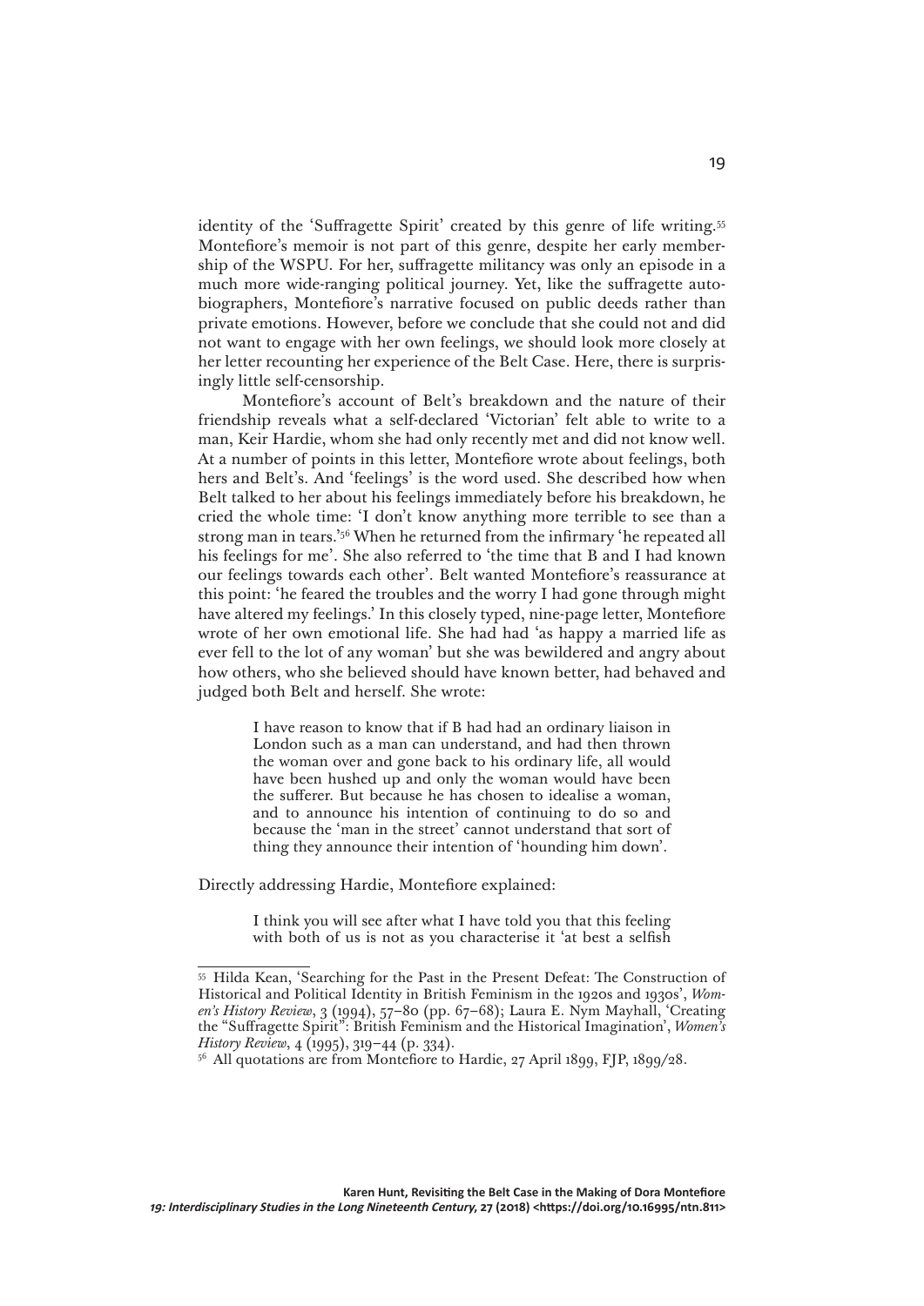identity of the 'Suffragette Spirit' created by this genre of life writing.[55] Montefiore's memoir is not part of this genre, despite her early membership of the WSPU. For her, suffragette militancy was only an episode in a much more wide-ranging political journey. Yet, like the suffragette autobiographers, Montefiore's narrative focused on public deeds rather than private emotions. However, before we conclude that she could not and did not want to engage with her own feelings, we should look more closely at her letter recounting her experience of the Belt Case. Here, there is surprisingly little self-censorship.

Montefiore's account of Belt's breakdown and the nature of their friendship reveals what a self-declared 'Victorian' felt able to write to a man, Keir Hardie, whom she had only recently met and did not know well. At a number of points in this letter, Montefiore wrote about feelings, both hers and Belt's. And 'feelings' is the word used. She described how when Belt talked to her about his feelings immediately before his breakdown, he cried the whole time: 'I don't know anything more terrible to see than a strong man in tears.'[56] When he returned from the infirmary 'he repeated all his feelings for me'. She also referred to 'the time that B and I had known our feelings towards each other'. Belt wanted Montefiore's reassurance at this point: 'he feared the troubles and the worry I had gone through might have altered my feelings.' In this closely typed, nine-page letter, Montefiore wrote of her own emotional life. She had had 'as happy a married life as ever fell to the lot of any woman' but she was bewildered and angry about how others, who she believed should have known better, had behaved and judged both Belt and herself. She wrote:

> I have reason to know that if B had had an ordinary liaison in London such as a man can understand, and had then thrown the woman over and gone back to his ordinary life, all would have been hushed up and only the woman would have been the sufferer. But because he has chosen to idealise a woman, and to announce his intention of continuing to do so and because the 'man in the street' cannot understand that sort of thing they announce their intention of 'hounding him down'.

Directly addressing Hardie, Montefiore explained:

> I think you will see after what I have told you that this feeling with both of us is not as you characterise it 'at best a selfish

---

[55] Hilda Kean, 'Searching for the Past in the Present Defeat: The Construction of Historical and Political Identity in British Feminism in the 1920s and 1930s', *Women's History Review*, 3 (1994), 57–80 (pp. 67–68); Laura E. Nym Mayhall, 'Creating the "Suffragette Spirit": British Feminism and the Historical Imagination', *Women's History Review*, 4 (1995), 319–44 (p. 334).

[56] All quotations are from Montefiore to Hardie, 27 April 1899, FJP, 1899/28.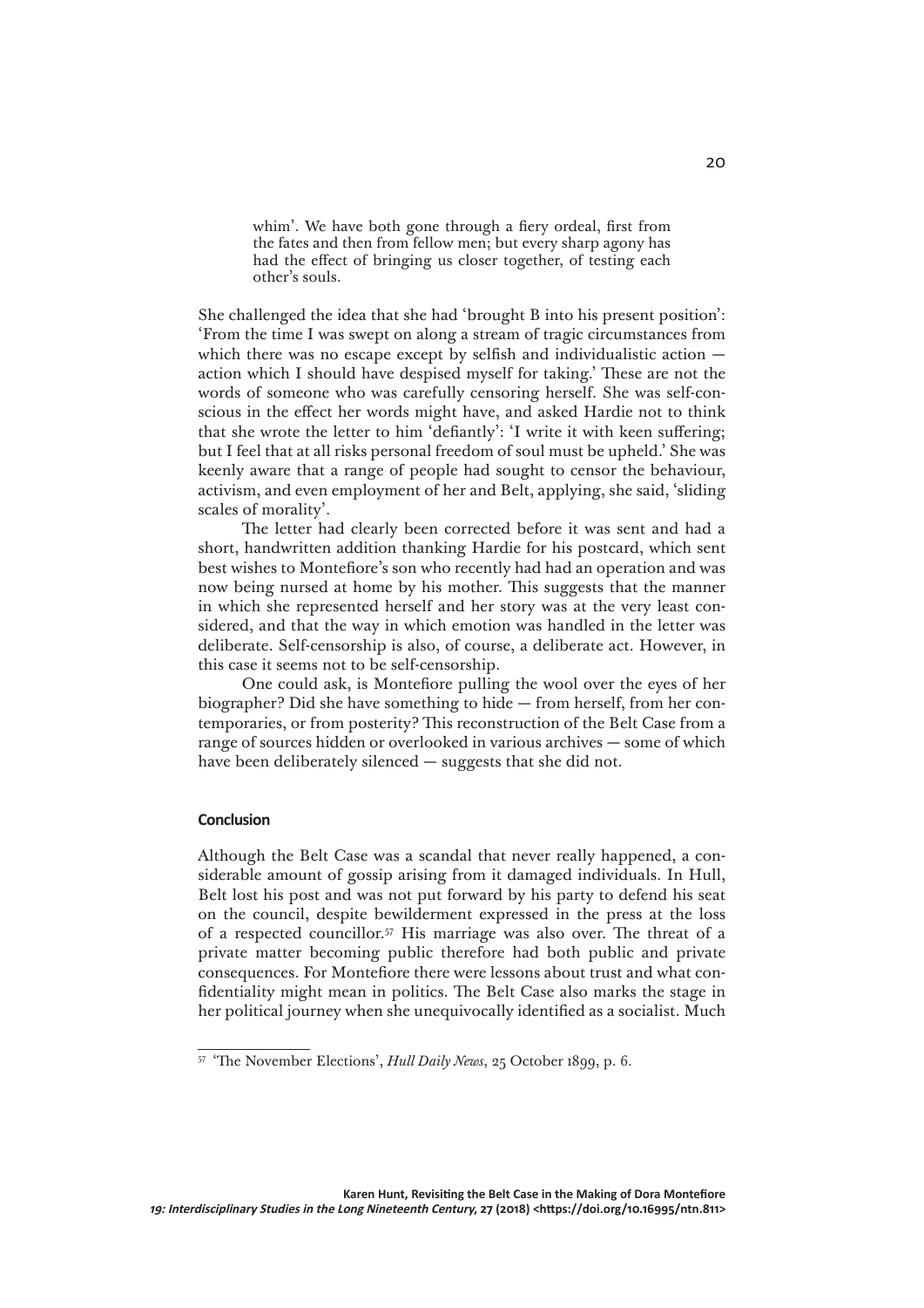> whim'. We have both gone through a fiery ordeal, first from the fates and then from fellow men; but every sharp agony has had the effect of bringing us closer together, of testing each other's souls.

She challenged the idea that she had 'brought B into his present position': 'From the time I was swept on along a stream of tragic circumstances from which there was no escape except by selfish and individualistic action — action which I should have despised myself for taking.' These are not the words of someone who was carefully censoring herself. She was self-conscious in the effect her words might have, and asked Hardie not to think that she wrote the letter to him 'defiantly': 'I write it with keen suffering; but I feel that at all risks personal freedom of soul must be upheld.' She was keenly aware that a range of people had sought to censor the behaviour, activism, and even employment of her and Belt, applying, she said, 'sliding scales of morality'.

The letter had clearly been corrected before it was sent and had a short, handwritten addition thanking Hardie for his postcard, which sent best wishes to Montefiore's son who recently had had an operation and was now being nursed at home by his mother. This suggests that the manner in which she represented herself and her story was at the very least considered, and that the way in which emotion was handled in the letter was deliberate. Self-censorship is also, of course, a deliberate act. However, in this case it seems not to be self-censorship.

One could ask, is Montefiore pulling the wool over the eyes of her biographer? Did she have something to hide — from herself, from her contemporaries, or from posterity? This reconstruction of the Belt Case from a range of sources hidden or overlooked in various archives — some of which have been deliberately silenced — suggests that she did not.

## Conclusion

Although the Belt Case was a scandal that never really happened, a considerable amount of gossip arising from it damaged individuals. In Hull, Belt lost his post and was not put forward by his party to defend his seat on the council, despite bewilderment expressed in the press at the loss of a respected councillor.[57] His marriage was also over. The threat of a private matter becoming public therefore had both public and private consequences. For Montefiore there were lessons about trust and what confidentiality might mean in politics. The Belt Case also marks the stage in her political journey when she unequivocally identified as a socialist. Much

---

[57] 'The November Elections', *Hull Daily News*, 25 October 1899, p. 6.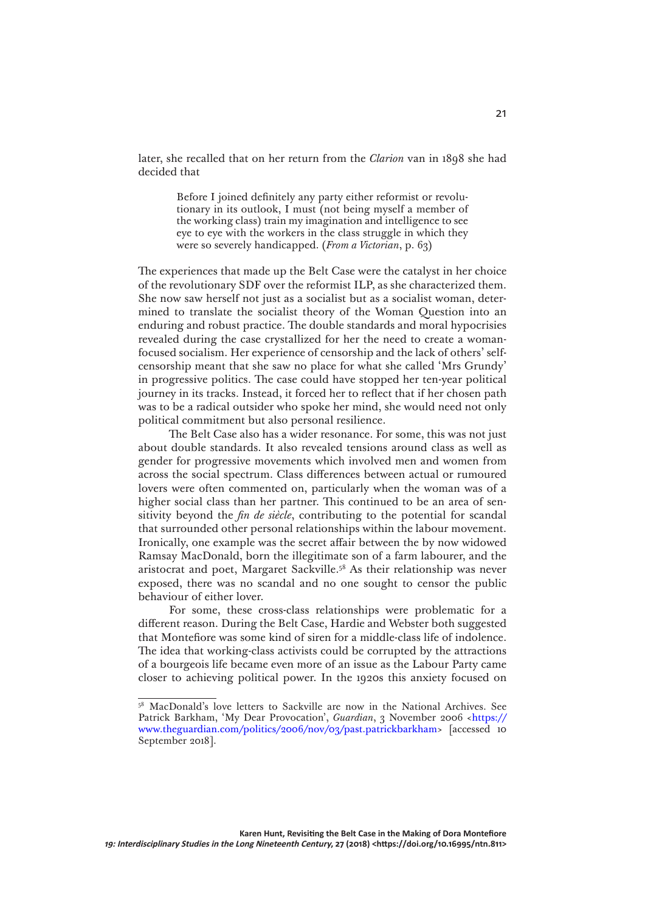later, she recalled that on her return from the *Clarion* van in 1898 she had decided that

> Before I joined definitely any party either reformist or revolutionary in its outlook, I must (not being myself a member of the working class) train my imagination and intelligence to see eye to eye with the workers in the class struggle in which they were so severely handicapped. (*From a Victorian*, p. 63)

The experiences that made up the Belt Case were the catalyst in her choice of the revolutionary SDF over the reformist ILP, as she characterized them. She now saw herself not just as a socialist but as a socialist woman, determined to translate the socialist theory of the Woman Question into an enduring and robust practice. The double standards and moral hypocrisies revealed during the case crystallized for her the need to create a woman-focused socialism. Her experience of censorship and the lack of others' self-censorship meant that she saw no place for what she called 'Mrs Grundy' in progressive politics. The case could have stopped her ten-year political journey in its tracks. Instead, it forced her to reflect that if her chosen path was to be a radical outsider who spoke her mind, she would need not only political commitment but also personal resilience.

The Belt Case also has a wider resonance. For some, this was not just about double standards. It also revealed tensions around class as well as gender for progressive movements which involved men and women from across the social spectrum. Class differences between actual or rumoured lovers were often commented on, particularly when the woman was of a higher social class than her partner. This continued to be an area of sensitivity beyond the *fin de siècle*, contributing to the potential for scandal that surrounded other personal relationships within the labour movement. Ironically, one example was the secret affair between the by now widowed Ramsay MacDonald, born the illegitimate son of a farm labourer, and the aristocrat and poet, Margaret Sackville.[58] As their relationship was never exposed, there was no scandal and no one sought to censor the public behaviour of either lover.

For some, these cross-class relationships were problematic for a different reason. During the Belt Case, Hardie and Webster both suggested that Montefiore was some kind of siren for a middle-class life of indolence. The idea that working-class activists could be corrupted by the attractions of a bourgeois life became even more of an issue as the Labour Party came closer to achieving political power. In the 1920s this anxiety focused on

---

[58] MacDonald's love letters to Sackville are now in the National Archives. See Patrick Barkham, 'My Dear Provocation', *Guardian*, 3 November 2006 <https://www.theguardian.com/politics/2006/nov/03/past.patrickbarkham> [accessed 10 September 2018].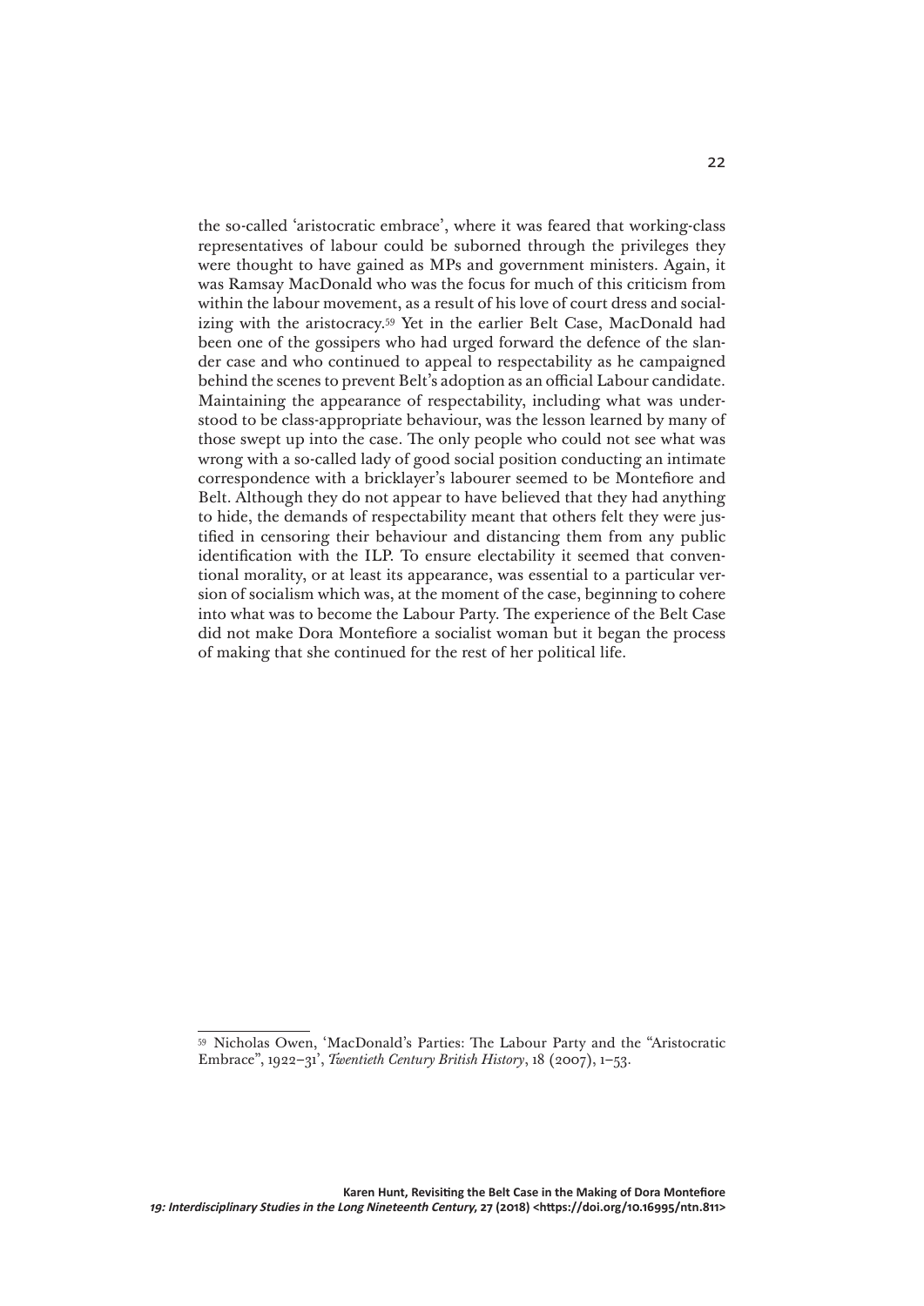the so-called 'aristocratic embrace', where it was feared that working-class representatives of labour could be suborned through the privileges they were thought to have gained as MPs and government ministers. Again, it was Ramsay MacDonald who was the focus for much of this criticism from within the labour movement, as a result of his love of court dress and socializing with the aristocracy.[59] Yet in the earlier Belt Case, MacDonald had been one of the gossipers who had urged forward the defence of the slander case and who continued to appeal to respectability as he campaigned behind the scenes to prevent Belt's adoption as an official Labour candidate. Maintaining the appearance of respectability, including what was understood to be class-appropriate behaviour, was the lesson learned by many of those swept up into the case. The only people who could not see what was wrong with a so-called lady of good social position conducting an intimate correspondence with a bricklayer's labourer seemed to be Montefiore and Belt. Although they do not appear to have believed that they had anything to hide, the demands of respectability meant that others felt they were justified in censoring their behaviour and distancing them from any public identification with the ILP. To ensure electability it seemed that conventional morality, or at least its appearance, was essential to a particular version of socialism which was, at the moment of the case, beginning to cohere into what was to become the Labour Party. The experience of the Belt Case did not make Dora Montefiore a socialist woman but it began the process of making that she continued for the rest of her political life.

---

[59] Nicholas Owen, 'MacDonald's Parties: The Labour Party and the "Aristocratic Embrace", 1922–31', *Twentieth Century British History*, 18 (2007), 1–53.